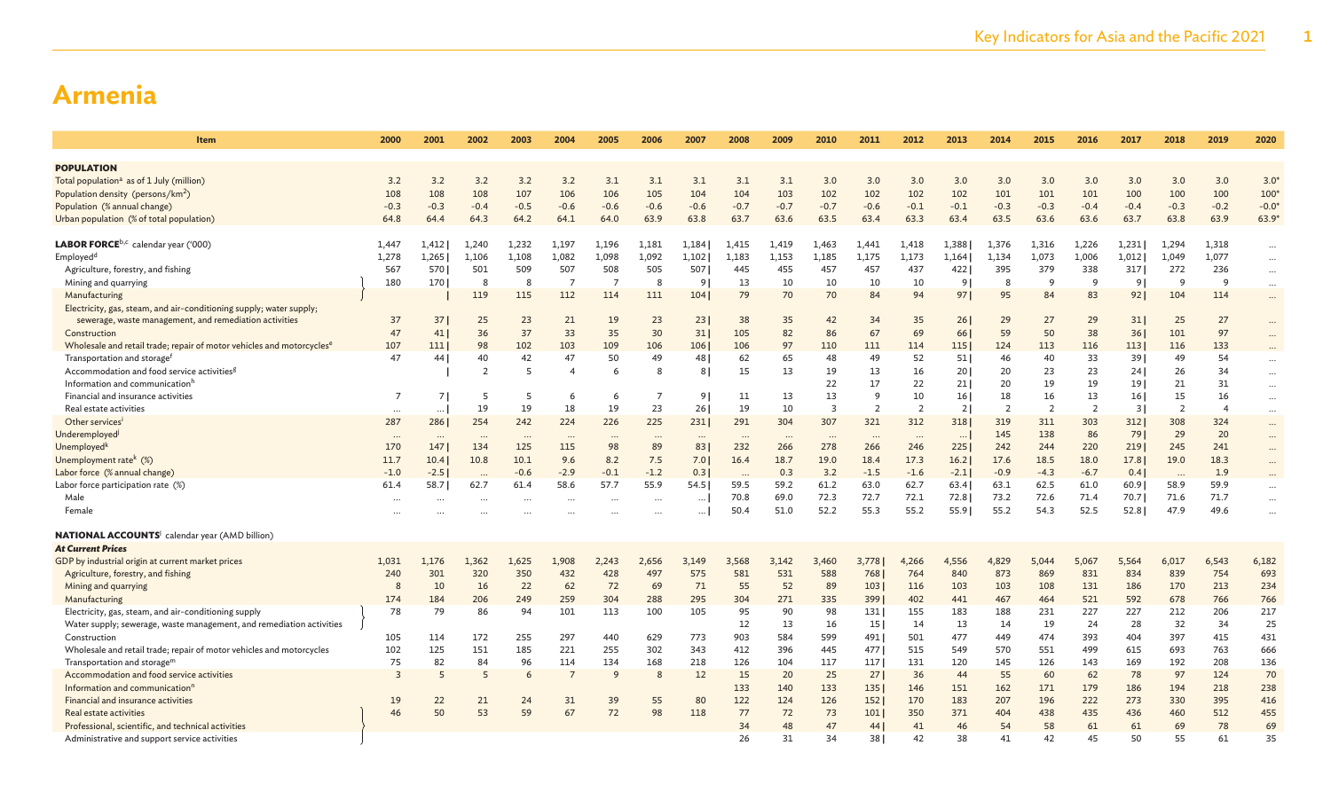# Armenia

| Item | 2000 | 2001 | 2002 | 2003 | 2004 | 2005 | 2006 | 2007 | 2008 | 2009 | 2010 | 2011 | 2012 | 2013 | 2014 | 2015 | 2016 | 2017 | 2018 | 2019 | 2020 |
|---|---|---|---|---|---|---|---|---|---|---|---|---|---|---|---|---|---|---|---|---|---|
| **POPULATION** | | | | | | | | | | | | | | | | | | | | | |
| Total population[a] as of 1 July (million) | 3.2 | 3.2 | 3.2 | 3.2 | 3.2 | 3.1 | 3.1 | 3.1 | 3.1 | 3.1 | 3.0 | 3.0 | 3.0 | 3.0 | 3.0 | 3.0 | 3.0 | 3.0 | 3.0 | 3.0 | 3.0* |
| Population density (persons/km$^2$) | 108 | 108 | 108 | 107 | 106 | 106 | 105 | 104 | 104 | 103 | 102 | 102 | 102 | 102 | 101 | 101 | 101 | 100 | 100 | 100 | 100* |
| Population (% annual change) | -0.3 | -0.3 | -0.4 | -0.5 | -0.6 | -0.6 | -0.6 | -0.6 | -0.7 | -0.7 | -0.7 | -0.6 | -0.1 | -0.1 | -0.3 | -0.3 | -0.4 | -0.4 | -0.3 | -0.2 | -0.0* |
| Urban population (% of total population) | 64.8 | 64.4 | 64.3 | 64.2 | 64.1 | 64.0 | 63.9 | 63.8 | 63.7 | 63.6 | 63.5 | 63.4 | 63.3 | 63.4 | 63.5 | 63.6 | 63.6 | 63.7 | 63.8 | 63.9 | 63.9* |
| **LABOR FORCE**[b,c] calendar year ('000) | 1,447 | 1,412 \| | 1,240 | 1,232 | 1,197 | 1,196 | 1,181 | 1,184 \| | 1,415 | 1,419 | 1,463 | 1,441 | 1,418 | 1,388 \| | 1,376 | 1,316 | 1,226 | 1,231 \| | 1,294 | 1,318 | ... |
| Employed[d] | 1,278 | 1,265 \| | 1,106 | 1,108 | 1,082 | 1,098 | 1,092 | 1,102 \| | 1,183 | 1,153 | 1,185 | 1,175 | 1,173 | 1,164 \| | 1,134 | 1,073 | 1,006 | 1,012 \| | 1,049 | 1,077 | ... |
| Agriculture, forestry, and fishing | 567 | 570 \| | 501 | 509 | 507 | 508 | 505 | 507 \| | 445 | 455 | 457 | 457 | 437 | 422 \| | 395 | 379 | 338 | 317 \| | 272 | 236 | ... |
| Mining and quarrying | 180 | 170 \| | 8 | 8 | 7 | 7 | 8 | 9 \| | 13 | 10 | 10 | 10 | 10 | 9 \| | 8 | 9 | 9 | 9 \| | 9 | 9 | ... |
| Manufacturing | | \| | 119 | 115 | 112 | 114 | 111 | 104 \| | 79 | 70 | 70 | 84 | 94 | 97 \| | 95 | 84 | 83 | 92 \| | 104 | 114 | ... |
| Electricity, gas, steam, and air-conditioning supply; water supply; sewerage, waste management, and remediation activities | 37 | 37 \| | 25 | 23 | 21 | 19 | 23 | 23 \| | 38 | 35 | 42 | 34 | 35 | 26 \| | 29 | 27 | 29 | 31 \| | 25 | 27 | ... |
| Construction | 47 | 41 \| | 36 | 37 | 33 | 35 | 30 | 31 \| | 105 | 82 | 86 | 67 | 69 | 66 \| | 59 | 50 | 38 | 36 \| | 101 | 97 | ... |
| Wholesale and retail trade; repair of motor vehicles and motorcycles[e] | 107 | 111 \| | 98 | 102 | 103 | 109 | 106 | 106 \| | 106 | 97 | 110 | 111 | 114 | 115 \| | 124 | 113 | 116 | 113 \| | 116 | 133 | ... |
| Transportation and storage[f] | 47 | 44 \| | 40 | 42 | 47 | 50 | 49 | 48 \| | 62 | 65 | 48 | 49 | 52 | 51 \| | 46 | 40 | 33 | 39 \| | 49 | 54 | ... |
| Accommodation and food service activities[g] | | \| | 2 | 5 | 4 | 6 | 8 | 8 \| | 15 | 13 | 19 | 13 | 16 | 20 \| | 20 | 23 | 23 | 24 \| | 26 | 34 | ... |
| Information and communication[h] | | | | | | | | | | | 22 | 17 | 22 | 21 \| | 20 | 19 | 19 | 19 \| | 21 | 31 | ... |
| Financial and insurance activities | 7 | 7 \| | 5 | 5 | 6 | 6 | 7 | 9 \| | 11 | 13 | 13 | 9 | 10 | 16 \| | 18 | 16 | 13 | 16 \| | 15 | 16 | ... |
| Real estate activities | ... | ... \| | 19 | 19 | 18 | 19 | 23 | 26 \| | 19 | 10 | 3 | 2 | 2 | 2 \| | 2 | 2 | 2 | 3 \| | 2 | 4 | ... |
| Other services[i] | 287 | 286 \| | 254 | 242 | 224 | 226 | 225 | 231 \| | 291 | 304 | 307 | 321 | 312 | 318 \| | 319 | 311 | 303 | 312 \| | 308 | 324 | ... |
| Underemployed[j] | ... | ... | ... | ... | ... | ... | ... | ... | ... | ... | ... | ... | ... | ... \| | 145 | 138 | 86 | 79 \| | 29 | 20 | ... |
| Unemployed[k] | 170 | 147 \| | 134 | 125 | 115 | 98 | 89 | 83 \| | 232 | 266 | 278 | 266 | 246 | 225 \| | 242 | 244 | 220 | 219 \| | 245 | 241 | ... |
| Unemployment rate[k] (%) | 11.7 | 10.4 \| | 10.8 | 10.1 | 9.6 | 8.2 | 7.5 | 7.0 \| | 16.4 | 18.7 | 19.0 | 18.4 | 17.3 | 16.2 \| | 17.6 | 18.5 | 18.0 | 17.8 \| | 19.0 | 18.3 | ... |
| Labor force (% annual change) | -1.0 | -2.5 \| | ... | -0.6 | -2.9 | -0.1 | -1.2 | 0.3 \| | ... | 0.3 | 3.2 | -1.5 | -1.6 | -2.1 \| | -0.9 | -4.3 | -6.7 | 0.4 \| | ... | 1.9 | ... |
| Labor force participation rate (%) | 61.4 | 58.7 \| | 62.7 | 61.4 | 58.6 | 57.7 | 55.9 | 54.5 \| | 59.5 | 59.2 | 61.2 | 63.0 | 62.7 | 63.4 \| | 63.1 | 62.5 | 61.0 | 60.9 \| | 58.9 | 59.9 | ... |
| Male | ... | ... | ... | ... | ... | ... | ... | ... \| | 70.8 | 69.0 | 72.3 | 72.7 | 72.1 | 72.8 \| | 73.2 | 72.6 | 71.4 | 70.7 \| | 71.6 | 71.7 | ... |
| Female | ... | ... | ... | ... | ... | ... | ... | ... \| | 50.4 | 51.0 | 52.2 | 55.3 | 55.2 | 55.9 \| | 55.2 | 54.3 | 52.5 | 52.8 \| | 47.9 | 49.6 | ... |
| **NATIONAL ACCOUNTS**[l] calendar year (AMD billion) | | | | | | | | | | | | | | | | | | | | | |
| ***At Current Prices*** | | | | | | | | | | | | | | | | | | | | | |
| GDP by industrial origin at current market prices | 1,031 | 1,176 | 1,362 | 1,625 | 1,908 | 2,243 | 2,656 | 3,149 | 3,568 | 3,142 | 3,460 | 3,778 \| | 4,266 | 4,556 | 4,829 | 5,044 | 5,067 | 5,564 | 6,017 | 6,543 | 6,182 |
| Agriculture, forestry, and fishing | 240 | 301 | 320 | 350 | 432 | 428 | 497 | 575 | 581 | 531 | 588 | 768 \| | 764 | 840 | 873 | 869 | 831 | 834 | 839 | 754 | 693 |
| Mining and quarrying | 8 | 10 | 16 | 22 | 62 | 72 | 69 | 71 | 55 | 52 | 89 | 103 \| | 116 | 103 | 103 | 108 | 131 | 186 | 170 | 213 | 234 |
| Manufacturing | 174 | 184 | 206 | 249 | 259 | 304 | 288 | 295 | 304 | 271 | 335 | 399 \| | 402 | 441 | 467 | 464 | 521 | 592 | 678 | 766 | 766 |
| Electricity, gas, steam, and air-conditioning supply | 78 | 79 | 86 | 94 | 101 | 113 | 100 | 105 | 95 | 90 | 98 | 131 \| | 155 | 183 | 188 | 231 | 227 | 227 | 212 | 206 | 217 |
| Water supply; sewerage, waste management, and remediation activities | | | | | | | | | 12 | 13 | 16 | 15 \| | 14 | 13 | 14 | 19 | 24 | 28 | 32 | 34 | 25 |
| Construction | 105 | 114 | 172 | 255 | 297 | 440 | 629 | 773 | 903 | 584 | 599 | 491 \| | 501 | 477 | 449 | 474 | 393 | 404 | 397 | 415 | 431 |
| Wholesale and retail trade; repair of motor vehicles and motorcycles | 102 | 125 | 151 | 185 | 221 | 255 | 302 | 343 | 412 | 396 | 445 | 477 \| | 515 | 549 | 570 | 551 | 499 | 615 | 693 | 763 | 666 |
| Transportation and storage[m] | 75 | 82 | 84 | 96 | 114 | 134 | 168 | 218 | 126 | 104 | 117 | 117 \| | 131 | 120 | 145 | 126 | 143 | 169 | 192 | 208 | 136 |
| Accommodation and food service activities | 3 | 5 | 5 | 6 | 7 | 9 | 8 | 12 | 15 | 20 | 25 | 27 \| | 36 | 44 | 55 | 60 | 62 | 78 | 97 | 124 | 70 |
| Information and communication[n] | | | | | | | | | 133 | 140 | 133 | 135 \| | 146 | 151 | 162 | 171 | 179 | 186 | 194 | 218 | 238 |
| Financial and insurance activities | 19 | 22 | 21 | 24 | 31 | 39 | 55 | 80 | 122 | 124 | 126 | 152 \| | 170 | 183 | 207 | 196 | 222 | 273 | 330 | 395 | 416 |
| Real estate activities | 46 | 50 | 53 | 59 | 67 | 72 | 98 | 118 | 77 | 72 | 73 | 101 \| | 350 | 371 | 404 | 438 | 435 | 436 | 460 | 512 | 455 |
| Professional, scientific, and technical activities | | | | | | | | | 34 | 48 | 47 | 44 \| | 41 | 46 | 54 | 58 | 61 | 61 | 69 | 78 | 69 |
| Administrative and support service activities | | | | | | | | | 26 | 31 | 34 | 38 \| | 42 | 38 | 41 | 42 | 45 | 50 | 55 | 61 | 35 |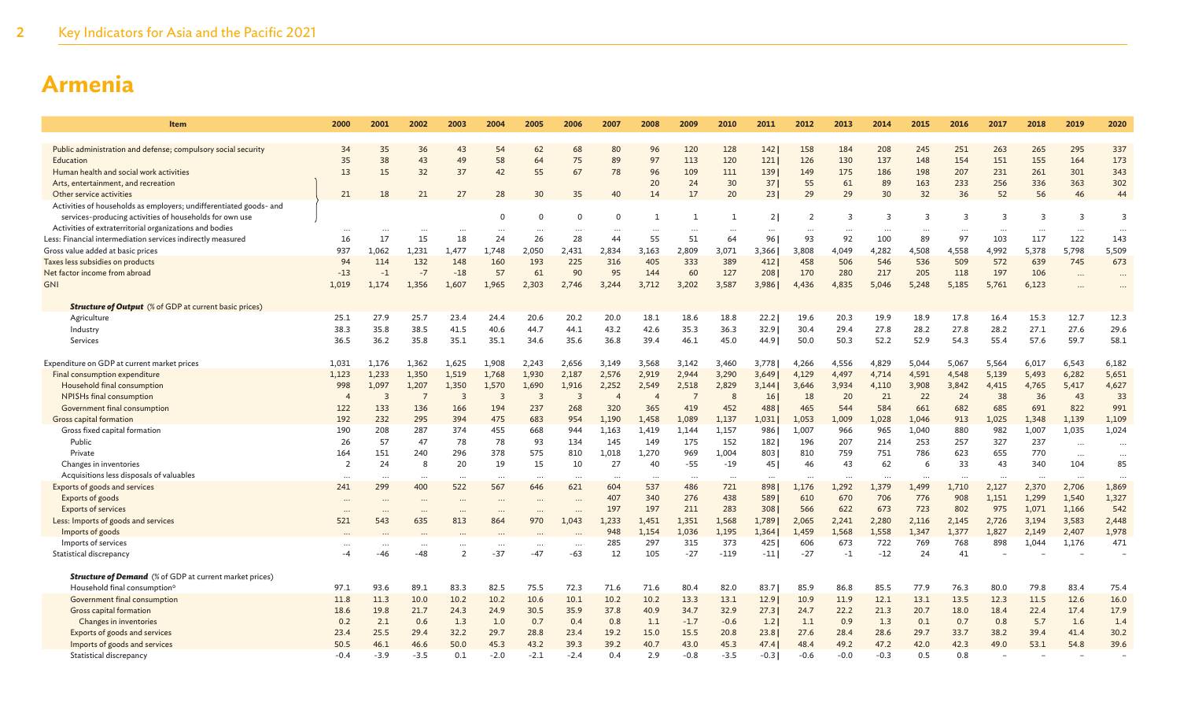# Armenia

| Item | 2000 | 2001 | 2002 | 2003 | 2004 | 2005 | 2006 | 2007 | 2008 | 2009 | 2010 | 2011 | 2012 | 2013 | 2014 | 2015 | 2016 | 2017 | 2018 | 2019 | 2020 |
|---|---|---|---|---|---|---|---|---|---|---|---|---|---|---|---|---|---|---|---|---|---|
| Public administration and defense; compulsory social security | 34 | 35 | 36 | 43 | 54 | 62 | 68 | 80 | 96 | 120 | 128 | 142 | 158 | 184 | 208 | 245 | 251 | 263 | 265 | 295 | 337 |
| Education | 35 | 38 | 43 | 49 | 58 | 64 | 75 | 89 | 97 | 113 | 120 | 121 | 126 | 130 | 137 | 148 | 154 | 151 | 155 | 164 | 173 |
| Human health and social work activities | 13 | 15 | 32 | 37 | 42 | 55 | 67 | 78 | 96 | 109 | 111 | 139 | 149 | 175 | 186 | 198 | 207 | 231 | 261 | 301 | 343 |
| Arts, entertainment, and recreation | | | | | | | | | 20 | 24 | 30 | 37 | 55 | 61 | 89 | 163 | 233 | 256 | 336 | 363 | 302 |
| Other service activities | 21 | 18 | 21 | 27 | 28 | 30 | 35 | 40 | 14 | 17 | 20 | 23 | 29 | 29 | 30 | 32 | 36 | 52 | 56 | 46 | 44 |
| Activities of households as employers; undifferentiated goods- and services-producing activities of households for own use | | | | | 0 | 0 | 0 | 0 | 1 | 1 | 1 | 2 | 2 | 3 | 3 | 3 | 3 | 3 | 3 | 3 | 3 |
| Activities of extraterritorial organizations and bodies | … | … | … | … | … | … | … | … | … | … | … | … | … | … | … | … | … | … | … | … | … |
| Less: Financial intermediation services indirectly measured | 16 | 17 | 15 | 18 | 24 | 26 | 28 | 44 | 55 | 51 | 64 | 96 | 93 | 92 | 100 | 89 | 97 | 103 | 117 | 122 | 143 |
| Gross value added at basic prices | 937 | 1,062 | 1,231 | 1,477 | 1,748 | 2,050 | 2,431 | 2,834 | 3,163 | 2,809 | 3,071 | 3,366 | 3,808 | 4,049 | 4,282 | 4,508 | 4,558 | 4,992 | 5,378 | 5,798 | 5,509 |
| Taxes less subsidies on products | 94 | 114 | 132 | 148 | 160 | 193 | 225 | 316 | 405 | 333 | 389 | 412 | 458 | 506 | 546 | 536 | 509 | 572 | 639 | 745 | 673 |
| Net factor income from abroad | -13 | -1 | -7 | -18 | 57 | 61 | 90 | 95 | 144 | 60 | 127 | 208 | 170 | 280 | 217 | 205 | 118 | 197 | 106 | … | … |
| GNI | 1,019 | 1,174 | 1,356 | 1,607 | 1,965 | 2,303 | 2,746 | 3,244 | 3,712 | 3,202 | 3,587 | 3,986 | 4,436 | 4,835 | 5,046 | 5,248 | 5,185 | 5,761 | 6,123 | … | … |
| ***Structure of Output*** (% of GDP at current basic prices) | | | | | | | | | | | | | | | | | | | | | |
| Agriculture | 25.1 | 27.9 | 25.7 | 23.4 | 24.4 | 20.6 | 20.2 | 20.0 | 18.1 | 18.6 | 18.8 | 22.2 | 19.6 | 20.3 | 19.9 | 18.9 | 17.8 | 16.4 | 15.3 | 12.7 | 12.3 |
| Industry | 38.3 | 35.8 | 38.5 | 41.5 | 40.6 | 44.7 | 44.1 | 43.2 | 42.6 | 35.3 | 36.3 | 32.9 | 30.4 | 29.4 | 27.8 | 28.2 | 27.8 | 28.2 | 27.1 | 27.6 | 29.6 |
| Services | 36.5 | 36.2 | 35.8 | 35.1 | 35.1 | 34.6 | 35.6 | 36.8 | 39.4 | 46.1 | 45.0 | 44.9 | 50.0 | 50.3 | 52.2 | 52.9 | 54.3 | 55.4 | 57.6 | 59.7 | 58.1 |
| Expenditure on GDP at current market prices | 1,031 | 1,176 | 1,362 | 1,625 | 1,908 | 2,243 | 2,656 | 3,149 | 3,568 | 3,142 | 3,460 | 3,778 | 4,266 | 4,556 | 4,829 | 5,044 | 5,067 | 5,564 | 6,017 | 6,543 | 6,182 |
| Final consumption expenditure | 1,123 | 1,233 | 1,350 | 1,519 | 1,768 | 1,930 | 2,187 | 2,576 | 2,919 | 2,944 | 3,290 | 3,649 | 4,129 | 4,497 | 4,714 | 4,591 | 4,548 | 5,139 | 5,493 | 6,282 | 5,651 |
| Household final consumption | 998 | 1,097 | 1,207 | 1,350 | 1,570 | 1,690 | 1,916 | 2,252 | 2,549 | 2,518 | 2,829 | 3,144 | 3,646 | 3,934 | 4,110 | 3,908 | 3,842 | 4,415 | 4,765 | 5,417 | 4,627 |
| NPISHs final consumption | 4 | 3 | 7 | 3 | 3 | 3 | 3 | 4 | 4 | 7 | 8 | 16 | 18 | 20 | 21 | 22 | 24 | 38 | 36 | 43 | 33 |
| Government final consumption | 122 | 133 | 136 | 166 | 194 | 237 | 268 | 320 | 365 | 419 | 452 | 488 | 465 | 544 | 584 | 661 | 682 | 685 | 691 | 822 | 991 |
| Gross capital formation | 192 | 232 | 295 | 394 | 475 | 683 | 954 | 1,190 | 1,458 | 1,089 | 1,137 | 1,031 | 1,053 | 1,009 | 1,028 | 1,046 | 913 | 1,025 | 1,348 | 1,139 | 1,109 |
| Gross fixed capital formation | 190 | 208 | 287 | 374 | 455 | 668 | 944 | 1,163 | 1,419 | 1,144 | 1,157 | 986 | 1,007 | 966 | 965 | 1,040 | 880 | 982 | 1,007 | 1,035 | 1,024 |
| Public | 26 | 57 | 47 | 78 | 78 | 93 | 134 | 145 | 149 | 175 | 152 | 182 | 196 | 207 | 214 | 253 | 257 | 327 | 237 | … | … |
| Private | 164 | 151 | 240 | 296 | 378 | 575 | 810 | 1,018 | 1,270 | 969 | 1,004 | 803 | 810 | 759 | 751 | 786 | 623 | 655 | 770 | … | … |
| Changes in inventories | 2 | 24 | 8 | 20 | 19 | 15 | 10 | 27 | 40 | -55 | -19 | 45 | 46 | 43 | 62 | 6 | 33 | 43 | 340 | 104 | 85 |
| Acquisitions less disposals of valuables | … | … | … | … | … | … | … | … | … | … | … | … | … | … | … | … | … | … | … | … | … |
| Exports of goods and services | 241 | 299 | 400 | 522 | 567 | 646 | 621 | 604 | 537 | 486 | 721 | 898 | 1,176 | 1,292 | 1,379 | 1,499 | 1,710 | 2,127 | 2,370 | 2,706 | 1,869 |
| Exports of goods | … | … | … | … | … | … | … | 407 | 340 | 276 | 438 | 589 | 610 | 670 | 706 | 776 | 908 | 1,151 | 1,299 | 1,540 | 1,327 |
| Exports of services | … | … | … | … | … | … | … | 197 | 197 | 211 | 283 | 308 | 566 | 622 | 673 | 723 | 802 | 975 | 1,071 | 1,166 | 542 |
| Less: Imports of goods and services | 521 | 543 | 635 | 813 | 864 | 970 | 1,043 | 1,233 | 1,451 | 1,351 | 1,568 | 1,789 | 2,065 | 2,241 | 2,280 | 2,116 | 2,145 | 2,726 | 3,194 | 3,583 | 2,448 |
| Imports of goods | … | … | … | … | … | … | … | 948 | 1,154 | 1,036 | 1,195 | 1,364 | 1,459 | 1,568 | 1,558 | 1,347 | 1,377 | 1,827 | 2,149 | 2,407 | 1,978 |
| Imports of services | … | … | … | … | … | … | … | 285 | 297 | 315 | 373 | 425 | 606 | 673 | 722 | 769 | 768 | 898 | 1,044 | 1,176 | 471 |
| Statistical discrepancy | -4 | -46 | -48 | 2 | -37 | -47 | -63 | 12 | 105 | -27 | -119 | -11 | -27 | -1 | -12 | 24 | 41 | – | – | – | – |
| ***Structure of Demand*** (% of GDP at current market prices) | | | | | | | | | | | | | | | | | | | | | |
| Household final consumption[a] | 97.1 | 93.6 | 89.1 | 83.3 | 82.5 | 75.5 | 72.3 | 71.6 | 71.6 | 80.4 | 82.0 | 83.7 | 85.9 | 86.8 | 85.5 | 77.9 | 76.3 | 80.0 | 79.8 | 83.4 | 75.4 |
| Government final consumption | 11.8 | 11.3 | 10.0 | 10.2 | 10.2 | 10.6 | 10.1 | 10.2 | 10.2 | 13.3 | 13.1 | 12.9 | 10.9 | 11.9 | 12.1 | 13.1 | 13.5 | 12.3 | 11.5 | 12.6 | 16.0 |
| Gross capital formation | 18.6 | 19.8 | 21.7 | 24.3 | 24.9 | 30.5 | 35.9 | 37.8 | 40.9 | 34.7 | 32.9 | 27.3 | 24.7 | 22.2 | 21.3 | 20.7 | 18.0 | 18.4 | 22.4 | 17.4 | 17.9 |
| Changes in inventories | 0.2 | 2.1 | 0.6 | 1.3 | 1.0 | 0.7 | 0.4 | 0.8 | 1.1 | -1.7 | -0.6 | 1.2 | 1.1 | 0.9 | 1.3 | 0.1 | 0.7 | 0.8 | 5.7 | 1.6 | 1.4 |
| Exports of goods and services | 23.4 | 25.5 | 29.4 | 32.2 | 29.7 | 28.8 | 23.4 | 19.2 | 15.0 | 15.5 | 20.8 | 23.8 | 27.6 | 28.4 | 28.6 | 29.7 | 33.7 | 38.2 | 39.4 | 41.4 | 30.2 |
| Imports of goods and services | 50.5 | 46.1 | 46.6 | 50.0 | 45.3 | 43.2 | 39.3 | 39.2 | 40.7 | 43.0 | 45.3 | 47.4 | 48.4 | 49.2 | 47.2 | 42.0 | 42.3 | 49.0 | 53.1 | 54.8 | 39.6 |
| Statistical discrepancy | -0.4 | -3.9 | -3.5 | 0.1 | -2.0 | -2.1 | -2.4 | 0.4 | 2.9 | -0.8 | -3.5 | -0.3 | -0.6 | -0.0 | -0.3 | 0.5 | 0.8 | – | – | – | – |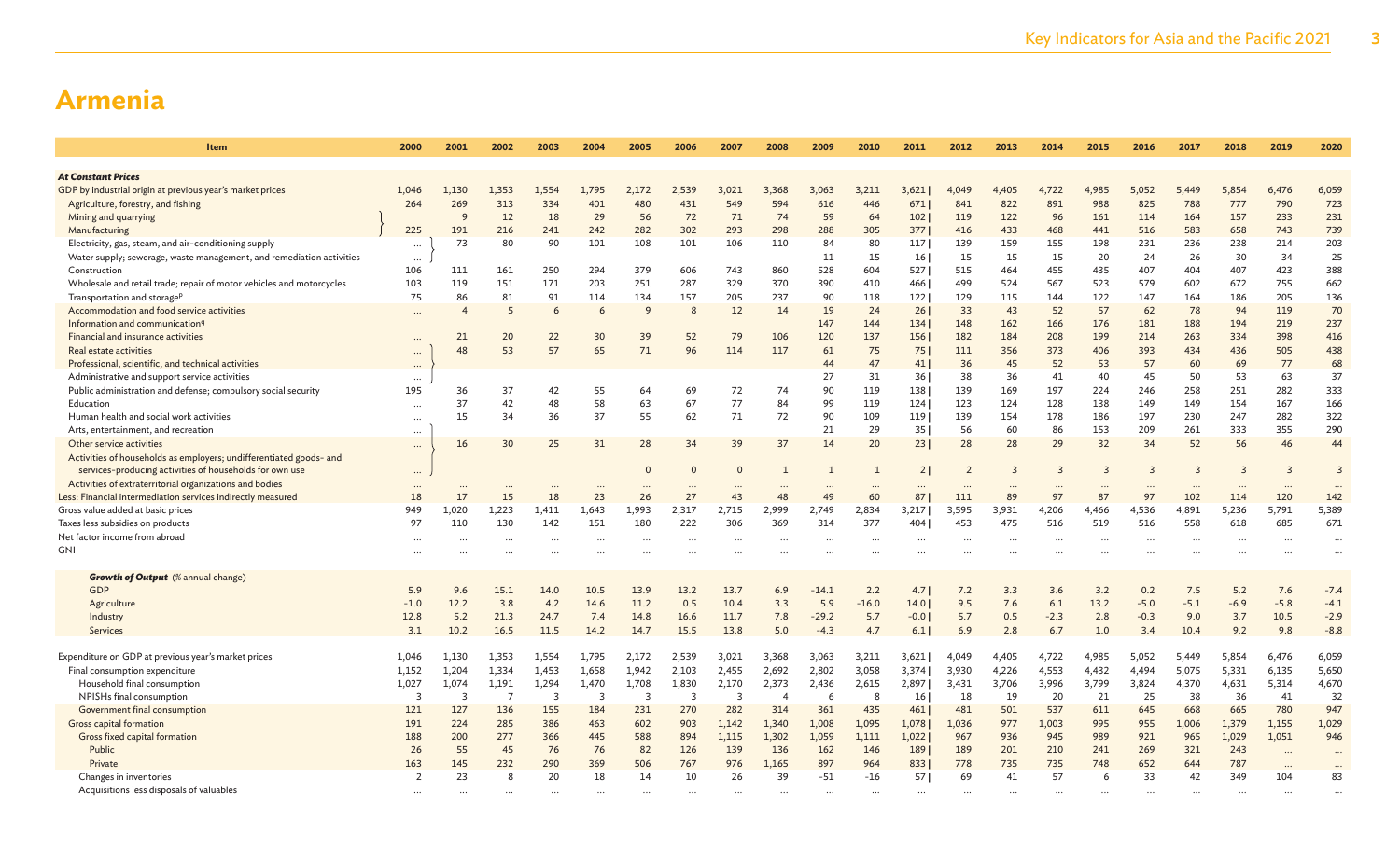# Armenia

| Item | 2000 | 2001 | 2002 | 2003 | 2004 | 2005 | 2006 | 2007 | 2008 | 2009 | 2010 | 2011 | 2012 | 2013 | 2014 | 2015 | 2016 | 2017 | 2018 | 2019 | 2020 |
|---|---|---|---|---|---|---|---|---|---|---|---|---|---|---|---|---|---|---|---|---|---|
| ***At Constant Prices*** | | | | | | | | | | | | | | | | | | | | | |
| GDP by industrial origin at previous year's market prices | 1,046 | 1,130 | 1,353 | 1,554 | 1,795 | 2,172 | 2,539 | 3,021 | 3,368 | 3,063 | 3,211 | 3,621 | 4,049 | 4,405 | 4,722 | 4,985 | 5,052 | 5,449 | 5,854 | 6,476 | 6,059 |
| Agriculture, forestry, and fishing | 264 | 269 | 313 | 334 | 401 | 480 | 431 | 549 | 594 | 616 | 446 | 671 | 841 | 822 | 891 | 988 | 825 | 788 | 777 | 790 | 723 |
| Mining and quarrying | | 9 | 12 | 18 | 29 | 56 | 72 | 71 | 74 | 59 | 64 | 102 | 119 | 122 | 96 | 161 | 114 | 164 | 157 | 233 | 231 |
| Manufacturing | 225 | 191 | 216 | 241 | 242 | 282 | 302 | 293 | 298 | 288 | 305 | 377 | 416 | 433 | 468 | 441 | 516 | 583 | 658 | 743 | 739 |
| Electricity, gas, steam, and air-conditioning supply | ... | 73 | 80 | 90 | 101 | 108 | 101 | 106 | 110 | 84 | 80 | 117 | 139 | 159 | 155 | 198 | 231 | 236 | 238 | 214 | 203 |
| Water supply; sewerage, waste management, and remediation activities | ... | | | | | | | | | 11 | 15 | 16 | 15 | 15 | 15 | 20 | 24 | 26 | 30 | 34 | 25 |
| Construction | 106 | 111 | 161 | 250 | 294 | 379 | 606 | 743 | 860 | 528 | 604 | 527 | 515 | 464 | 455 | 435 | 407 | 404 | 407 | 423 | 388 |
| Wholesale and retail trade; repair of motor vehicles and motorcycles | 103 | 119 | 151 | 171 | 203 | 251 | 287 | 329 | 370 | 390 | 410 | 466 | 499 | 524 | 567 | 523 | 579 | 602 | 672 | 755 | 662 |
| Transportation and storage[p] | 75 | 86 | 81 | 91 | 114 | 134 | 157 | 205 | 237 | 90 | 118 | 122 | 129 | 115 | 144 | 122 | 147 | 164 | 186 | 205 | 136 |
| Accommodation and food service activities | ... | 4 | 5 | 6 | 6 | 9 | 8 | 12 | 14 | 19 | 24 | 26 | 33 | 43 | 52 | 57 | 62 | 78 | 94 | 119 | 70 |
| Information and communication[q] | | | | | | | | | | 147 | 144 | 134 | 148 | 162 | 166 | 176 | 181 | 188 | 194 | 219 | 237 |
| Financial and insurance activities | ... | 21 | 20 | 22 | 30 | 39 | 52 | 79 | 106 | 120 | 137 | 156 | 182 | 184 | 208 | 199 | 214 | 263 | 334 | 398 | 416 |
| Real estate activities | ... | 48 | 53 | 57 | 65 | 71 | 96 | 114 | 117 | 61 | 75 | 75 | 111 | 356 | 373 | 406 | 393 | 434 | 436 | 505 | 438 |
| Professional, scientific, and technical activities | ... | | | | | | | | | 44 | 47 | 41 | 36 | 45 | 52 | 53 | 57 | 60 | 69 | 77 | 68 |
| Administrative and support service activities | ... | | | | | | | | | 27 | 31 | 36 | 38 | 36 | 41 | 40 | 45 | 50 | 53 | 63 | 37 |
| Public administration and defense; compulsory social security | 195 | 36 | 37 | 42 | 55 | 64 | 69 | 72 | 74 | 90 | 119 | 138 | 139 | 169 | 197 | 224 | 246 | 258 | 251 | 282 | 333 |
| Education | ... | 37 | 42 | 48 | 58 | 63 | 67 | 77 | 84 | 99 | 119 | 124 | 123 | 124 | 128 | 138 | 149 | 149 | 154 | 167 | 166 |
| Human health and social work activities | ... | 15 | 34 | 36 | 37 | 55 | 62 | 71 | 72 | 90 | 109 | 119 | 139 | 154 | 178 | 186 | 197 | 230 | 247 | 282 | 322 |
| Arts, entertainment, and recreation | ... | | | | | | | | | 21 | 29 | 35 | 56 | 60 | 86 | 153 | 209 | 261 | 333 | 355 | 290 |
| Other service activities | ... | 16 | 30 | 25 | 31 | 28 | 34 | 39 | 37 | 14 | 20 | 23 | 28 | 28 | 29 | 32 | 34 | 52 | 56 | 46 | 44 |
| Activities of households as employers; undifferentiated goods- and services-producing activities of households for own use | ... | | | | | 0 | 0 | 0 | 1 | 1 | 1 | 2 | 2 | 3 | 3 | 3 | 3 | 3 | 3 | 3 | 3 |
| Activities of extraterritorial organizations and bodies | ... | ... | ... | ... | ... | ... | ... | ... | ... | ... | ... | ... | ... | ... | ... | ... | ... | ... | ... | ... | ... |
| Less: Financial intermediation services indirectly measured | 18 | 17 | 15 | 18 | 23 | 26 | 27 | 43 | 48 | 49 | 60 | 87 | 111 | 89 | 97 | 87 | 97 | 102 | 114 | 120 | 142 |
| Gross value added at basic prices | 949 | 1,020 | 1,223 | 1,411 | 1,643 | 1,993 | 2,317 | 2,715 | 2,999 | 2,749 | 2,834 | 3,217 | 3,595 | 3,931 | 4,206 | 4,466 | 4,536 | 4,891 | 5,236 | 5,791 | 5,389 |
| Taxes less subsidies on products | 97 | 110 | 130 | 142 | 151 | 180 | 222 | 306 | 369 | 314 | 377 | 404 | 453 | 475 | 516 | 519 | 516 | 558 | 618 | 685 | 671 |
| Net factor income from abroad | ... | ... | ... | ... | ... | ... | ... | ... | ... | ... | ... | ... | ... | ... | ... | ... | ... | ... | ... | ... | ... |
| GNI | ... | ... | ... | ... | ... | ... | ... | ... | ... | ... | ... | ... | ... | ... | ... | ... | ... | ... | ... | ... | ... |
| ***Growth of Output*** (% annual change) | | | | | | | | | | | | | | | | | | | | | |
| GDP | 5.9 | 9.6 | 15.1 | 14.0 | 10.5 | 13.9 | 13.2 | 13.7 | 6.9 | -14.1 | 2.2 | 4.7 | 7.2 | 3.3 | 3.6 | 3.2 | 0.2 | 7.5 | 5.2 | 7.6 | -7.4 |
| Agriculture | -1.0 | 12.2 | 3.8 | 4.2 | 14.6 | 11.2 | 0.5 | 10.4 | 3.3 | 5.9 | -16.0 | 14.0 | 9.5 | 7.6 | 6.1 | 13.2 | -5.0 | -5.1 | -6.9 | -5.8 | -4.1 |
| Industry | 12.8 | 5.2 | 21.3 | 24.7 | 7.4 | 14.8 | 16.6 | 11.7 | 7.8 | -29.2 | 5.7 | -0.0 | 5.7 | 0.5 | -2.3 | 2.8 | -0.3 | 9.0 | 3.7 | 10.5 | -2.9 |
| Services | 3.1 | 10.2 | 16.5 | 11.5 | 14.2 | 14.7 | 15.5 | 13.8 | 5.0 | -4.3 | 4.7 | 6.1 | 6.9 | 2.8 | 6.7 | 1.0 | 3.4 | 10.4 | 9.2 | 9.8 | -8.8 |
| Expenditure on GDP at previous year's market prices | 1,046 | 1,130 | 1,353 | 1,554 | 1,795 | 2,172 | 2,539 | 3,021 | 3,368 | 3,063 | 3,211 | 3,621 | 4,049 | 4,405 | 4,722 | 4,985 | 5,052 | 5,449 | 5,854 | 6,476 | 6,059 |
| Final consumption expenditure | 1,152 | 1,204 | 1,334 | 1,453 | 1,658 | 1,942 | 2,103 | 2,455 | 2,692 | 2,802 | 3,058 | 3,374 | 3,930 | 4,226 | 4,553 | 4,432 | 4,494 | 5,075 | 5,331 | 6,135 | 5,650 |
| Household final consumption | 1,027 | 1,074 | 1,191 | 1,294 | 1,470 | 1,708 | 1,830 | 2,170 | 2,373 | 2,436 | 2,615 | 2,897 | 3,431 | 3,706 | 3,996 | 3,799 | 3,824 | 4,370 | 4,631 | 5,314 | 4,670 |
| NPISHs final consumption | 3 | 3 | 7 | 3 | 3 | 3 | 3 | 3 | 4 | 6 | 8 | 16 | 18 | 19 | 20 | 21 | 25 | 38 | 36 | 41 | 32 |
| Government final consumption | 121 | 127 | 136 | 155 | 184 | 231 | 270 | 282 | 314 | 361 | 435 | 461 | 481 | 501 | 537 | 611 | 645 | 668 | 665 | 780 | 947 |
| Gross capital formation | 191 | 224 | 285 | 386 | 463 | 602 | 903 | 1,142 | 1,340 | 1,008 | 1,095 | 1,078 | 1,036 | 977 | 1,003 | 995 | 955 | 1,006 | 1,379 | 1,155 | 1,029 |
| Gross fixed capital formation | 188 | 200 | 277 | 366 | 445 | 588 | 894 | 1,115 | 1,302 | 1,059 | 1,111 | 1,022 | 967 | 936 | 945 | 989 | 921 | 965 | 1,029 | 1,051 | 946 |
| Public | 26 | 55 | 45 | 76 | 76 | 82 | 126 | 139 | 136 | 162 | 146 | 189 | 189 | 201 | 210 | 241 | 269 | 321 | 243 | ... | ... |
| Private | 163 | 145 | 232 | 290 | 369 | 506 | 767 | 976 | 1,165 | 897 | 964 | 833 | 778 | 735 | 735 | 748 | 652 | 644 | 787 | ... | ... |
| Changes in inventories | 2 | 23 | 8 | 20 | 18 | 14 | 10 | 26 | 39 | -51 | -16 | 57 | 69 | 41 | 57 | 6 | 33 | 42 | 349 | 104 | 83 |
| Acquisitions less disposals of valuables | ... | ... | ... | ... | ... | ... | ... | ... | ... | ... | ... | ... | ... | ... | ... | ... | ... | ... | ... | ... | ... |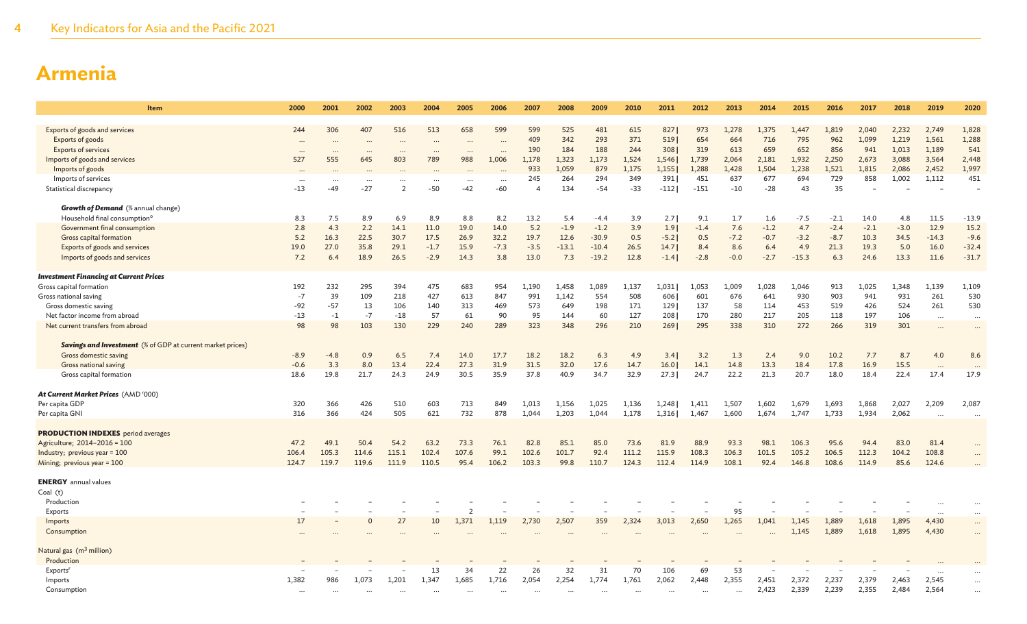# Armenia

| Item | 2000 | 2001 | 2002 | 2003 | 2004 | 2005 | 2006 | 2007 | 2008 | 2009 | 2010 | 2011 | 2012 | 2013 | 2014 | 2015 | 2016 | 2017 | 2018 | 2019 | 2020 |
|---|---|---|---|---|---|---|---|---|---|---|---|---|---|---|---|---|---|---|---|---|---|
| Exports of goods and services | 244 | 306 | 407 | 516 | 513 | 658 | 599 | 599 | 525 | 481 | 615 | 827 \| | 973 | 1,278 | 1,375 | 1,447 | 1,819 | 2,040 | 2,232 | 2,749 | 1,828 |
| Exports of goods | … | … | … | … | … | … | … | 409 | 342 | 293 | 371 | 519 \| | 654 | 664 | 716 | 795 | 962 | 1,099 | 1,219 | 1,561 | 1,288 |
| Exports of services | … | … | … | … | … | … | … | 190 | 184 | 188 | 244 | 308 \| | 319 | 613 | 659 | 652 | 856 | 941 | 1,013 | 1,189 | 541 |
| Imports of goods and services | 527 | 555 | 645 | 803 | 789 | 988 | 1,006 | 1,178 | 1,323 | 1,173 | 1,524 | 1,546 \| | 1,739 | 2,064 | 2,181 | 1,932 | 2,250 | 2,673 | 3,088 | 3,564 | 2,448 |
| Imports of goods | … | … | … | … | … | … | … | 933 | 1,059 | 879 | 1,175 | 1,155 \| | 1,288 | 1,428 | 1,504 | 1,238 | 1,521 | 1,815 | 2,086 | 2,452 | 1,997 |
| Imports of services | … | … | … | … | … | … | … | 245 | 264 | 294 | 349 | 391 \| | 451 | 637 | 677 | 694 | 729 | 858 | 1,002 | 1,112 | 451 |
| Statistical discrepancy | -13 | -49 | -27 | 2 | -50 | -42 | -60 | 4 | 134 | -54 | -33 | -112 \| | -151 | -10 | -28 | 43 | 35 | – | – | – | – |
| ***Growth of Demand*** (% annual change) | | | | | | | | | | | | | | | | | | | | | |
| Household final consumption[e] | 8.3 | 7.5 | 8.9 | 6.9 | 8.9 | 8.8 | 8.2 | 13.2 | 5.4 | -4.4 | 3.9 | 2.7 \| | 9.1 | 1.7 | 1.6 | -7.5 | -2.1 | 14.0 | 4.8 | 11.5 | -13.9 |
| Government final consumption | 2.8 | 4.3 | 2.2 | 14.1 | 11.0 | 19.0 | 14.0 | 5.2 | -1.9 | -1.2 | 3.9 | 1.9 \| | -1.4 | 7.6 | -1.2 | 4.7 | -2.4 | -2.1 | -3.0 | 12.9 | 15.2 |
| Gross capital formation | 5.2 | 16.3 | 22.5 | 30.7 | 17.5 | 26.9 | 32.2 | 19.7 | 12.6 | -30.9 | 0.5 | -5.2 \| | 0.5 | -7.2 | -0.7 | -3.2 | -8.7 | 10.3 | 34.5 | -14.3 | -9.6 |
| Exports of goods and services | 19.0 | 27.0 | 35.8 | 29.1 | -1.7 | 15.9 | -7.3 | -3.5 | -13.1 | -10.4 | 26.5 | 14.7 \| | 8.4 | 8.6 | 6.4 | 4.9 | 21.3 | 19.3 | 5.0 | 16.0 | -32.4 |
| Imports of goods and services | 7.2 | 6.4 | 18.9 | 26.5 | -2.9 | 14.3 | 3.8 | 13.0 | 7.3 | -19.2 | 12.8 | -1.4 \| | -2.8 | -0.0 | -2.7 | -15.3 | 6.3 | 24.6 | 13.3 | 11.6 | -31.7 |
| ***Investment Financing at Current Prices*** | | | | | | | | | | | | | | | | | | | | | |
| Gross capital formation | 192 | 232 | 295 | 394 | 475 | 683 | 954 | 1,190 | 1,458 | 1,089 | 1,137 | 1,031 \| | 1,053 | 1,009 | 1,028 | 1,046 | 913 | 1,025 | 1,348 | 1,139 | 1,109 |
| Gross national saving | -7 | 39 | 109 | 218 | 427 | 613 | 847 | 991 | 1,142 | 554 | 508 | 606 \| | 601 | 676 | 641 | 930 | 903 | 941 | 931 | 261 | 530 |
| Gross domestic saving | -92 | -57 | 13 | 106 | 140 | 313 | 469 | 573 | 649 | 198 | 171 | 129 \| | 137 | 58 | 114 | 453 | 519 | 426 | 524 | 261 | 530 |
| Net factor income from abroad | -13 | -1 | -7 | -18 | 57 | 61 | 90 | 95 | 144 | 60 | 127 | 208 \| | 170 | 280 | 217 | 205 | 118 | 197 | 106 | … | … |
| Net current transfers from abroad | 98 | 98 | 103 | 130 | 229 | 240 | 289 | 323 | 348 | 296 | 210 | 269 \| | 295 | 338 | 310 | 272 | 266 | 319 | 301 | … | … |
| ***Savings and Investment*** (% of GDP at current market prices) | | | | | | | | | | | | | | | | | | | | | |
| Gross domestic saving | -8.9 | -4.8 | 0.9 | 6.5 | 7.4 | 14.0 | 17.7 | 18.2 | 18.2 | 6.3 | 4.9 | 3.4 \| | 3.2 | 1.3 | 2.4 | 9.0 | 10.2 | 7.7 | 8.7 | 4.0 | 8.6 |
| Gross national saving | -0.6 | 3.3 | 8.0 | 13.4 | 22.4 | 27.3 | 31.9 | 31.5 | 32.0 | 17.6 | 14.7 | 16.0 \| | 14.1 | 14.8 | 13.3 | 18.4 | 17.8 | 16.9 | 15.5 | … | … |
| Gross capital formation | 18.6 | 19.8 | 21.7 | 24.3 | 24.9 | 30.5 | 35.9 | 37.8 | 40.9 | 34.7 | 32.9 | 27.3 \| | 24.7 | 22.2 | 21.3 | 20.7 | 18.0 | 18.4 | 22.4 | 17.4 | 17.9 |
| ***At Current Market Prices*** (AMD '000) | | | | | | | | | | | | | | | | | | | | | |
| Per capita GDP | 320 | 366 | 426 | 510 | 603 | 713 | 849 | 1,013 | 1,156 | 1,025 | 1,136 | 1,248 \| | 1,411 | 1,507 | 1,602 | 1,679 | 1,693 | 1,868 | 2,027 | 2,209 | 2,087 |
| Per capita GNI | 316 | 366 | 424 | 505 | 621 | 732 | 878 | 1,044 | 1,203 | 1,044 | 1,178 | 1,316 \| | 1,467 | 1,600 | 1,674 | 1,747 | 1,733 | 1,934 | 2,062 | … | … |
| **PRODUCTION INDEXES** period averages | | | | | | | | | | | | | | | | | | | | | |
| Agriculture; 2014–2016 = 100 | 47.2 | 49.1 | 50.4 | 54.2 | 63.2 | 73.3 | 76.1 | 82.8 | 85.1 | 85.0 | 73.6 | 81.9 | 88.9 | 93.3 | 98.1 | 106.3 | 95.6 | 94.4 | 83.0 | 81.4 | … |
| Industry; previous year = 100 | 106.4 | 105.3 | 114.6 | 115.1 | 102.4 | 107.6 | 99.1 | 102.6 | 101.7 | 92.4 | 111.2 | 115.9 | 108.3 | 106.3 | 101.5 | 105.2 | 106.5 | 112.3 | 104.2 | 108.8 | … |
| Mining; previous year = 100 | 124.7 | 119.7 | 119.6 | 111.9 | 110.5 | 95.4 | 106.2 | 103.3 | 99.8 | 110.7 | 124.3 | 112.4 | 114.9 | 108.1 | 92.4 | 146.8 | 108.6 | 114.9 | 85.6 | 124.6 | … |
| **ENERGY** annual values | | | | | | | | | | | | | | | | | | | | | |
| Coal (t) | | | | | | | | | | | | | | | | | | | | | |
| Production | – | – | – | – | – | – | – | – | – | – | – | – | – | – | – | – | – | – | – | … | … |
| Exports | – | – | – | – | – | 2 | – | – | – | – | – | – | – | 95 | – | – | – | – | – | … | … |
| Imports | 17 | – | 0 | 27 | 10 | 1,371 | 1,119 | 2,730 | 2,507 | 359 | 2,324 | 3,013 | 2,650 | 1,265 | 1,041 | 1,145 | 1,889 | 1,618 | 1,895 | 4,430 | … |
| Consumption | … | … | … | … | … | … | … | … | … | … | … | … | … | … | … | 1,145 | 1,889 | 1,618 | 1,895 | 4,430 | … |
| Natural gas ($m^3$ million) | | | | | | | | | | | | | | | | | | | | | |
| Production | – | – | – | – | – | – | – | – | – | – | – | – | – | – | – | – | – | – | – | … | … |
| Exports[f] | – | – | – | – | 13 | 34 | 22 | 26 | 32 | 31 | 70 | 106 | 69 | 53 | – | – | – | – | – | … | … |
| Imports | 1,382 | 986 | 1,073 | 1,201 | 1,347 | 1,685 | 1,716 | 2,054 | 2,254 | 1,774 | 1,761 | 2,062 | 2,448 | 2,355 | 2,451 | 2,372 | 2,237 | 2,379 | 2,463 | 2,545 | … |
| Consumption | … | … | … | … | … | … | … | … | … | … | … | … | … | … | 2,423 | 2,339 | 2,239 | 2,355 | 2,484 | 2,564 | … |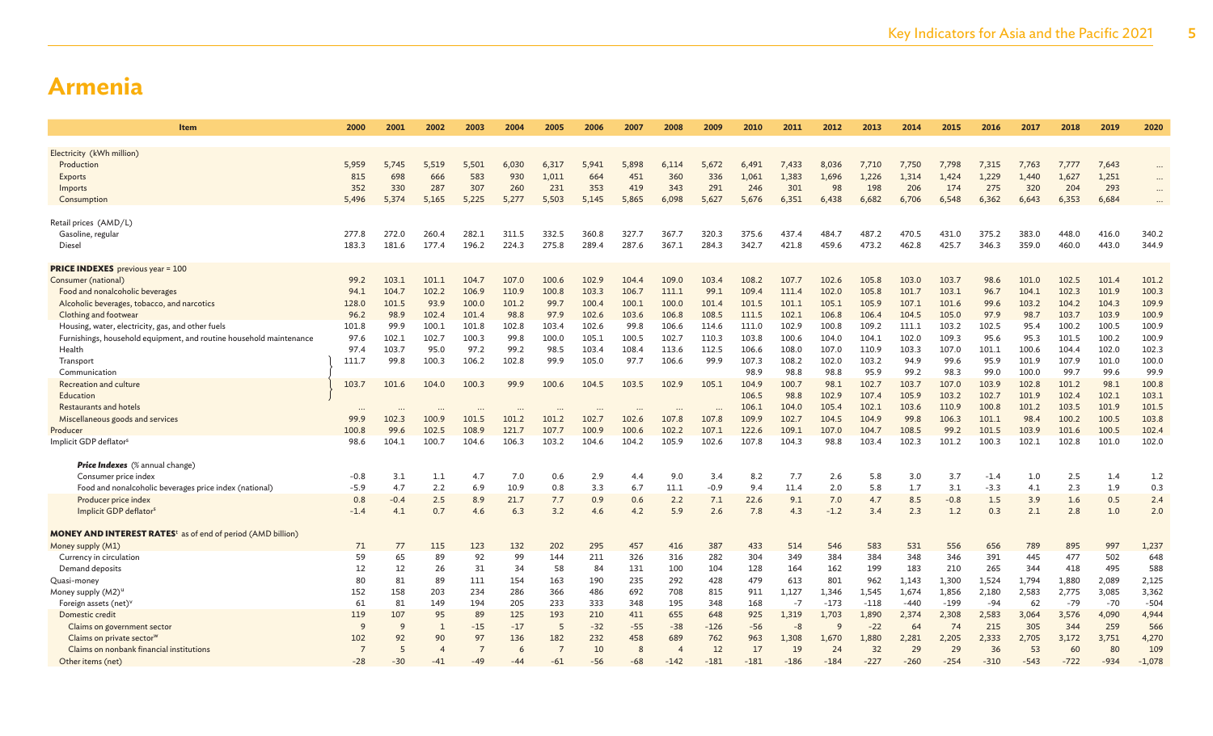# Armenia

| Item | 2000 | 2001 | 2002 | 2003 | 2004 | 2005 | 2006 | 2007 | 2008 | 2009 | 2010 | 2011 | 2012 | 2013 | 2014 | 2015 | 2016 | 2017 | 2018 | 2019 | 2020 |
|---|---|---|---|---|---|---|---|---|---|---|---|---|---|---|---|---|---|---|---|---|---|
| Electricity (kWh million) | | | | | | | | | | | | | | | | | | | | | |
| Production | 5,959 | 5,745 | 5,519 | 5,501 | 6,030 | 6,317 | 5,941 | 5,898 | 6,114 | 5,672 | 6,491 | 7,433 | 8,036 | 7,710 | 7,750 | 7,798 | 7,315 | 7,763 | 7,777 | 7,643 | ... |
| Exports | 815 | 698 | 666 | 583 | 930 | 1,011 | 664 | 451 | 360 | 336 | 1,061 | 1,383 | 1,696 | 1,226 | 1,314 | 1,424 | 1,229 | 1,440 | 1,627 | 1,251 | ... |
| Imports | 352 | 330 | 287 | 307 | 260 | 231 | 353 | 419 | 343 | 291 | 246 | 301 | 98 | 198 | 206 | 174 | 275 | 320 | 204 | 293 | ... |
| Consumption | 5,496 | 5,374 | 5,165 | 5,225 | 5,277 | 5,503 | 5,145 | 5,865 | 6,098 | 5,627 | 5,676 | 6,351 | 6,438 | 6,682 | 6,706 | 6,548 | 6,362 | 6,643 | 6,353 | 6,684 | ... |
| Retail prices (AMD/L) | | | | | | | | | | | | | | | | | | | | | |
| Gasoline, regular | 277.8 | 272.0 | 260.4 | 282.1 | 311.5 | 332.5 | 360.8 | 327.7 | 367.7 | 320.3 | 375.6 | 437.4 | 484.7 | 487.2 | 470.5 | 431.0 | 375.2 | 383.0 | 448.0 | 416.0 | 340.2 |
| Diesel | 183.3 | 181.6 | 177.4 | 196.2 | 224.3 | 275.8 | 289.4 | 287.6 | 367.1 | 284.3 | 342.7 | 421.8 | 459.6 | 473.2 | 462.8 | 425.7 | 346.3 | 359.0 | 460.0 | 443.0 | 344.9 |
| **PRICE INDEXES** previous year = 100 | | | | | | | | | | | | | | | | | | | | | |
| Consumer (national) | 99.2 | 103.1 | 101.1 | 104.7 | 107.0 | 100.6 | 102.9 | 104.4 | 109.0 | 103.4 | 108.2 | 107.7 | 102.6 | 105.8 | 103.0 | 103.7 | 98.6 | 101.0 | 102.5 | 101.4 | 101.2 |
| Food and nonalcoholic beverages | 94.1 | 104.7 | 102.2 | 106.9 | 110.9 | 100.8 | 103.3 | 106.7 | 111.1 | 99.1 | 109.4 | 111.4 | 102.0 | 105.8 | 101.7 | 103.1 | 96.7 | 104.1 | 102.3 | 101.9 | 100.3 |
| Alcoholic beverages, tobacco, and narcotics | 128.0 | 101.5 | 93.9 | 100.0 | 101.2 | 99.7 | 100.4 | 100.1 | 100.0 | 101.4 | 101.5 | 101.1 | 105.1 | 105.9 | 107.1 | 101.6 | 99.6 | 103.2 | 104.2 | 104.3 | 109.9 |
| Clothing and footwear | 96.2 | 98.9 | 102.4 | 101.4 | 98.8 | 97.9 | 102.6 | 103.6 | 106.8 | 108.5 | 111.5 | 102.1 | 106.8 | 106.4 | 104.5 | 105.0 | 97.9 | 98.7 | 103.7 | 103.9 | 100.9 |
| Housing, water, electricity, gas, and other fuels | 101.8 | 99.9 | 100.1 | 101.8 | 102.8 | 103.4 | 102.6 | 99.8 | 106.6 | 114.6 | 111.0 | 102.9 | 100.8 | 109.2 | 111.1 | 103.2 | 102.5 | 95.4 | 100.2 | 100.5 | 100.9 |
| Furnishings, household equipment, and routine household maintenance | 97.6 | 102.1 | 102.7 | 100.3 | 99.8 | 100.0 | 105.1 | 100.5 | 102.7 | 110.3 | 103.8 | 100.6 | 104.0 | 104.1 | 102.0 | 109.3 | 95.6 | 95.3 | 101.5 | 100.2 | 100.9 |
| Health | 97.4 | 103.7 | 95.0 | 97.2 | 99.2 | 98.5 | 103.4 | 108.4 | 113.6 | 112.5 | 106.6 | 108.0 | 107.0 | 110.9 | 103.3 | 107.0 | 101.1 | 100.6 | 104.4 | 102.0 | 102.3 |
| Transport | 111.7 | 99.8 | 100.3 | 106.2 | 102.8 | 99.9 | 105.0 | 97.7 | 106.6 | 99.9 | 107.3 | 108.2 | 102.0 | 103.2 | 94.9 | 99.6 | 95.9 | 101.9 | 107.9 | 101.0 | 100.0 |
| Communication | | | | | | | | | | | 98.9 | 98.8 | 98.8 | 95.9 | 99.2 | 98.3 | 99.0 | 100.0 | 99.7 | 99.6 | 99.9 |
| Recreation and culture | 103.7 | 101.6 | 104.0 | 100.3 | 99.9 | 100.6 | 104.5 | 103.5 | 102.9 | 105.1 | 104.9 | 100.7 | 98.1 | 102.7 | 103.7 | 107.0 | 103.9 | 102.8 | 101.2 | 98.1 | 100.8 |
| Education | | | | | | | | | | | 106.5 | 98.8 | 102.9 | 107.4 | 105.9 | 103.2 | 102.7 | 101.9 | 102.4 | 102.1 | 103.1 |
| Restaurants and hotels | ... | ... | ... | ... | ... | ... | ... | ... | ... | ... | 106.1 | 104.0 | 105.4 | 102.1 | 103.6 | 110.9 | 100.8 | 101.2 | 103.5 | 101.9 | 101.5 |
| Miscellaneous goods and services | 99.9 | 102.3 | 100.9 | 101.5 | 101.2 | 101.2 | 102.7 | 102.6 | 107.8 | 107.8 | 109.9 | 102.7 | 104.5 | 104.9 | 99.8 | 106.3 | 101.1 | 98.4 | 100.2 | 100.5 | 103.8 |
| Producer | 100.8 | 99.6 | 102.5 | 108.9 | 121.7 | 107.7 | 100.9 | 100.6 | 102.2 | 107.1 | 122.6 | 109.1 | 107.0 | 104.7 | 108.5 | 99.2 | 101.5 | 103.9 | 101.6 | 100.5 | 102.4 |
| Implicit GDP deflator[s] | 98.6 | 104.1 | 100.7 | 104.6 | 106.3 | 103.2 | 104.6 | 104.2 | 105.9 | 102.6 | 107.8 | 104.3 | 98.8 | 103.4 | 102.3 | 101.2 | 100.3 | 102.1 | 102.8 | 101.0 | 102.0 |
| ***Price Indexes*** (% annual change) | | | | | | | | | | | | | | | | | | | | | |
| Consumer price index | -0.8 | 3.1 | 1.1 | 4.7 | 7.0 | 0.6 | 2.9 | 4.4 | 9.0 | 3.4 | 8.2 | 7.7 | 2.6 | 5.8 | 3.0 | 3.7 | -1.4 | 1.0 | 2.5 | 1.4 | 1.2 |
| Food and nonalcoholic beverages price index (national) | -5.9 | 4.7 | 2.2 | 6.9 | 10.9 | 0.8 | 3.3 | 6.7 | 11.1 | -0.9 | 9.4 | 11.4 | 2.0 | 5.8 | 1.7 | 3.1 | -3.3 | 4.1 | 2.3 | 1.9 | 0.3 |
| Producer price index | 0.8 | -0.4 | 2.5 | 8.9 | 21.7 | 7.7 | 0.9 | 0.6 | 2.2 | 7.1 | 22.6 | 9.1 | 7.0 | 4.7 | 8.5 | -0.8 | 1.5 | 3.9 | 1.6 | 0.5 | 2.4 |
| Implicit GDP deflator[s] | -1.4 | 4.1 | 0.7 | 4.6 | 6.3 | 3.2 | 4.6 | 4.2 | 5.9 | 2.6 | 7.8 | 4.3 | -1.2 | 3.4 | 2.3 | 1.2 | 0.3 | 2.1 | 2.8 | 1.0 | 2.0 |
| **MONEY AND INTEREST RATES**[t] as of end of period (AMD billion) | | | | | | | | | | | | | | | | | | | | | |
| Money supply (M1) | 71 | 77 | 115 | 123 | 132 | 202 | 295 | 457 | 416 | 387 | 433 | 514 | 546 | 583 | 531 | 556 | 656 | 789 | 895 | 997 | 1,237 |
| Currency in circulation | 59 | 65 | 89 | 92 | 99 | 144 | 211 | 326 | 316 | 282 | 304 | 349 | 384 | 384 | 348 | 346 | 391 | 445 | 477 | 502 | 648 |
| Demand deposits | 12 | 12 | 26 | 31 | 34 | 58 | 84 | 131 | 100 | 104 | 128 | 164 | 162 | 199 | 183 | 210 | 265 | 344 | 418 | 495 | 588 |
| Quasi-money | 80 | 81 | 89 | 111 | 154 | 163 | 190 | 235 | 292 | 428 | 479 | 613 | 801 | 962 | 1,143 | 1,300 | 1,524 | 1,794 | 1,880 | 2,089 | 2,125 |
| Money supply (M2)[u] | 152 | 158 | 203 | 234 | 286 | 366 | 486 | 692 | 708 | 815 | 911 | 1,127 | 1,346 | 1,545 | 1,674 | 1,856 | 2,180 | 2,583 | 2,775 | 3,085 | 3,362 |
| Foreign assets (net)[v] | 61 | 81 | 149 | 194 | 205 | 233 | 333 | 348 | 195 | 348 | 168 | -7 | -173 | -118 | -440 | -199 | -94 | 62 | -79 | -70 | -504 |
| Domestic credit | 119 | 107 | 95 | 89 | 125 | 193 | 210 | 411 | 655 | 648 | 925 | 1,319 | 1,703 | 1,890 | 2,374 | 2,308 | 2,583 | 3,064 | 3,576 | 4,090 | 4,944 |
| Claims on government sector | 9 | 9 | 1 | -15 | -17 | 5 | -32 | -55 | -38 | -126 | -56 | -8 | 9 | -22 | 64 | 74 | 215 | 305 | 344 | 259 | 566 |
| Claims on private sector[w] | 102 | 92 | 90 | 97 | 136 | 182 | 232 | 458 | 689 | 762 | 963 | 1,308 | 1,670 | 1,880 | 2,281 | 2,205 | 2,333 | 2,705 | 3,172 | 3,751 | 4,270 |
| Claims on nonbank financial institutions | 7 | 5 | 4 | 7 | 6 | 7 | 10 | 8 | 4 | 12 | 17 | 19 | 24 | 32 | 29 | 29 | 36 | 53 | 60 | 80 | 109 |
| Other items (net) | -28 | -30 | -41 | -49 | -44 | -61 | -56 | -68 | -142 | -181 | -181 | -186 | -184 | -227 | -260 | -254 | -310 | -543 | -722 | -934 | -1,078 |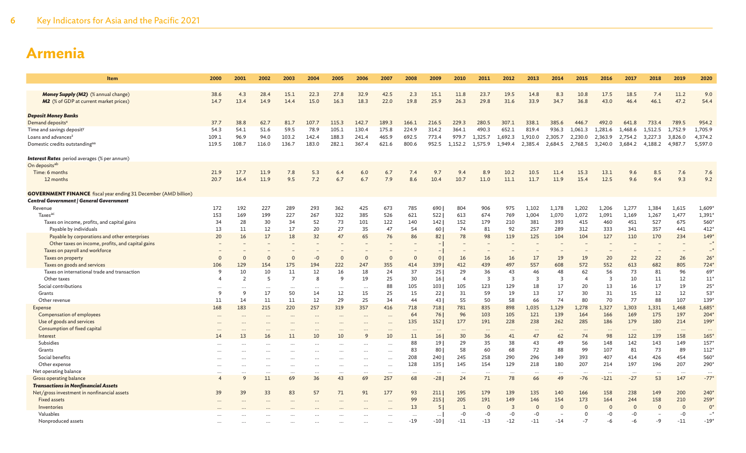# Armenia

| Item | 2000 | 2001 | 2002 | 2003 | 2004 | 2005 | 2006 | 2007 | 2008 | 2009 | 2010 | 2011 | 2012 | 2013 | 2014 | 2015 | 2016 | 2017 | 2018 | 2019 | 2020 |
|---|---|---|---|---|---|---|---|---|---|---|---|---|---|---|---|---|---|---|---|---|---|
| ***Money Supply (M2)*** (% annual change) | 38.6 | 4.3 | 28.4 | 15.1 | 22.3 | 27.8 | 32.9 | 42.5 | 2.3 | 15.1 | 11.8 | 23.7 | 19.5 | 14.8 | 8.3 | 10.8 | 17.5 | 18.5 | 7.4 | 11.2 | 9.0 |
| ***M2*** (% of GDP at current market prices) | 14.7 | 13.4 | 14.9 | 14.4 | 15.0 | 16.3 | 18.3 | 22.0 | 19.8 | 25.9 | 26.3 | 29.8 | 31.6 | 33.9 | 34.7 | 36.8 | 43.0 | 46.4 | 46.1 | 47.2 | 54.4 |
| ***Deposit Money Banks*** | | | | | | | | | | | | | | | | | | | | | |
| Demand deposits[x] | 37.7 | 38.8 | 62.7 | 81.7 | 107.7 | 115.3 | 142.7 | 189.3 | 166.1 | 216.5 | 229.3 | 280.5 | 307.1 | 338.1 | 385.6 | 446.7 | 492.0 | 641.8 | 733.4 | 789.5 | 954.2 |
| Time and savings deposit[y] | 54.3 | 54.1 | 51.6 | 59.5 | 78.9 | 105.1 | 130.4 | 175.8 | 224.9 | 314.2 | 364.1 | 490.3 | 652.1 | 819.4 | 936.3 | 1,061.3 | 1,281.6 | 1,468.6 | 1,512.5 | 1,752.9 | 1,705.9 |
| Loans and advances[z] | 109.1 | 96.9 | 94.0 | 103.2 | 142.4 | 188.3 | 241.4 | 465.9 | 692.5 | 773.4 | 979.7 | 1,325.7 | 1,692.3 | 1,910.0 | 2,305.7 | 2,230.0 | 2,363.9 | 2,754.2 | 3,227.3 | 3,826.0 | 4,374.2 |
| Domestic credits outstanding[aa] | 119.5 | 108.7 | 116.0 | 136.7 | 183.0 | 282.1 | 367.4 | 621.6 | 800.6 | 952.5 | 1,152.2 | 1,575.9 | 1,949.4 | 2,385.4 | 2,684.5 | 2,768.5 | 3,240.0 | 3,684.2 | 4,188.2 | 4,987.7 | 5,597.0 |
| ***Interest Rates*** period averages (% per annum) | | | | | | | | | | | | | | | | | | | | | |
| On deposits[ab] | | | | | | | | | | | | | | | | | | | | | |
| Time: 6 months | 21.9 | 17.7 | 11.9 | 7.8 | 5.3 | 6.4 | 6.0 | 6.7 | 7.4 | 9.7 | 9.4 | 8.9 | 10.2 | 10.5 | 11.4 | 15.3 | 13.1 | 9.6 | 8.5 | 7.6 | 7.6 |
| 12 months | 20.7 | 16.4 | 11.9 | 9.5 | 7.2 | 6.7 | 6.7 | 7.9 | 8.6 | 10.4 | 10.7 | 11.0 | 11.1 | 11.7 | 11.9 | 15.4 | 12.5 | 9.6 | 9.4 | 9.3 | 9.2 |
| **GOVERNMENT FINANCE** fiscal year ending 31 December (AMD billion) | | | | | | | | | | | | | | | | | | | | | |
| ***Central Government / General Government*** | | | | | | | | | | | | | | | | | | | | | |
| Revenue | 172 | 192 | 227 | 289 | 293 | 362 | 425 | 673 | 785 | 690 \| | 804 | 906 | 975 | 1,102 | 1,178 | 1,202 | 1,206 | 1,277 | 1,384 | 1,615 | 1,609* |
| Taxes[ac] | 153 | 169 | 199 | 227 | 267 | 322 | 385 | 526 | 621 | 522 \| | 613 | 674 | 769 | 1,004 | 1,070 | 1,072 | 1,091 | 1,169 | 1,267 | 1,477 | 1,391* |
| Taxes on income, profits, and capital gains | 34 | 28 | 30 | 34 | 52 | 73 | 101 | 122 | 140 | 142 \| | 152 | 179 | 210 | 381 | 393 | 415 | 460 | 451 | 527 | 675 | 560* |
| Payable by individuals | 13 | 11 | 12 | 17 | 20 | 27 | 35 | 47 | 54 | 60 \| | 74 | 81 | 92 | 257 | 289 | 312 | 333 | 341 | 357 | 441 | 412* |
| Payable by corporations and other enterprises | 20 | 16 | 17 | 18 | 32 | 47 | 65 | 76 | 86 | 82 \| | 78 | 98 | 119 | 125 | 104 | 104 | 127 | 110 | 170 | 234 | 149* |
| Other taxes on income, profits, and capital gains | – | – | – | – | – | – | – | – | – | – \| | – | – | – | – | – | – | – | – | – | – | –* |
| Taxes on payroll and workforce | – | – | – | – | – | – | – | – | – | – \| | – | – | – | – | – | – | – | – | – | – | –* |
| Taxes on property | 0 | 0 | 0 | 0 | -0 | 0 | 0 | 0 | 0 | 0 \| | 16 | 16 | 16 | 17 | 19 | 19 | 20 | 22 | 22 | 26 | 26* |
| Taxes on goods and services | 106 | 129 | 154 | 175 | 194 | 222 | 247 | 355 | 414 | 339 \| | 412 | 439 | 497 | 557 | 608 | 572 | 552 | 613 | 682 | 805 | 724* |
| Taxes on international trade and transaction | 9 | 10 | 10 | 11 | 12 | 16 | 18 | 24 | 37 | 25 \| | 29 | 36 | 43 | 46 | 48 | 62 | 56 | 73 | 81 | 96 | 69* |
| Other taxes | 4 | 2 | 5 | 7 | 8 | 9 | 19 | 25 | 30 | 16 \| | 4 | 3 | 3 | 3 | 3 | 4 | 3 | 10 | 11 | 12 | 11* |
| Social contributions | ... | ... | ... | ... | ... | ... | ... | 88 | 105 | 103 \| | 105 | 123 | 129 | 18 | 17 | 20 | 13 | 16 | 17 | 19 | 25* |
| Grants | 9 | 9 | 17 | 50 | 14 | 12 | 15 | 25 | 15 | 22 \| | 31 | 59 | 19 | 13 | 17 | 30 | 31 | 15 | 12 | 12 | 53* |
| Other revenue | 11 | 14 | 11 | 11 | 12 | 29 | 25 | 34 | 44 | 43 \| | 55 | 50 | 58 | 66 | 74 | 80 | 70 | 77 | 88 | 107 | 139* |
| Expense | 168 | 183 | 215 | 220 | 257 | 319 | 357 | 416 | 718 | 718 \| | 781 | 835 | 898 | 1,035 | 1,129 | 1,278 | 1,327 | 1,303 | 1,331 | 1,468 | 1,685* |
| Compensation of employees | ... | ... | ... | ... | ... | ... | ... | ... | 64 | 76 \| | 96 | 103 | 105 | 121 | 139 | 164 | 166 | 169 | 175 | 197 | 204* |
| Use of goods and services | ... | ... | ... | ... | ... | ... | ... | ... | 135 | 152 \| | 177 | 191 | 228 | 238 | 262 | 285 | 186 | 179 | 180 | 214 | 199* |
| Consumption of fixed capital | ... | ... | ... | ... | ... | ... | ... | ... | ... | ... | ... | ... | ... | ... | ... | ... | ... | ... | ... | ... | ... |
| Interest | 14 | 13 | 16 | 11 | 10 | 10 | 9 | 10 | 11 | 16 \| | 30 | 36 | 41 | 47 | 62 | 74 | 98 | 122 | 139 | 158 | 165* |
| Subsidies | ... | ... | ... | ... | ... | ... | ... | ... | 88 | 19 \| | 29 | 35 | 38 | 43 | 49 | 56 | 148 | 142 | 143 | 149 | 157* |
| Grants | ... | ... | ... | ... | ... | ... | ... | ... | 83 | 80 \| | 58 | 60 | 68 | 72 | 88 | 99 | 107 | 81 | 73 | 89 | 112* |
| Social benefits | ... | ... | ... | ... | ... | ... | ... | ... | 208 | 240 \| | 245 | 258 | 290 | 296 | 349 | 393 | 407 | 414 | 426 | 454 | 560* |
| Other expense | ... | ... | ... | ... | ... | ... | ... | ... | 128 | 135 \| | 145 | 154 | 129 | 218 | 180 | 207 | 214 | 197 | 196 | 207 | 290* |
| Net operating balance | ... | ... | ... | ... | ... | ... | ... | ... | ... | ... | ... | ... | ... | ... | ... | ... | ... | ... | ... | ... | ... |
| Gross operating balance | 4 | 9 | 11 | 69 | 36 | 43 | 69 | 257 | 68 | -28 \| | 24 | 71 | 78 | 66 | 49 | -76 | -121 | -27 | 53 | 147 | -77* |
| ***Transactions in Nonfinancial Assets*** | | | | | | | | | | | | | | | | | | | | | |
| Net/gross investment in nonfinancial assets | 39 | 39 | 33 | 83 | 57 | 71 | 91 | 177 | 93 | 211 \| | 195 | 179 | 139 | 135 | 140 | 166 | 158 | 238 | 149 | 200 | 240* |
| Fixed assets | ... | ... | ... | ... | ... | ... | ... | ... | 99 | 215 \| | 205 | 191 | 149 | 146 | 154 | 173 | 164 | 244 | 158 | 210 | 259* |
| Inventories | ... | ... | ... | ... | ... | ... | ... | ... | 13 | 5 \| | 1 | 0 | 3 | 0 | 0 | 0 | 0 | 0 | 0 | 0 | 0* |
| Valuables | ... | ... | ... | ... | ... | ... | ... | ... | ... | ... \| | -0 | -0 | -0 | -0 | – | 0 | -0 | -0 | – | -0 | –* |
| Nonproduced assets | ... | ... | ... | ... | ... | ... | ... | ... | -19 | -10 \| | -11 | -13 | -12 | -11 | -14 | -7 | -6 | -6 | -9 | -11 | -19* |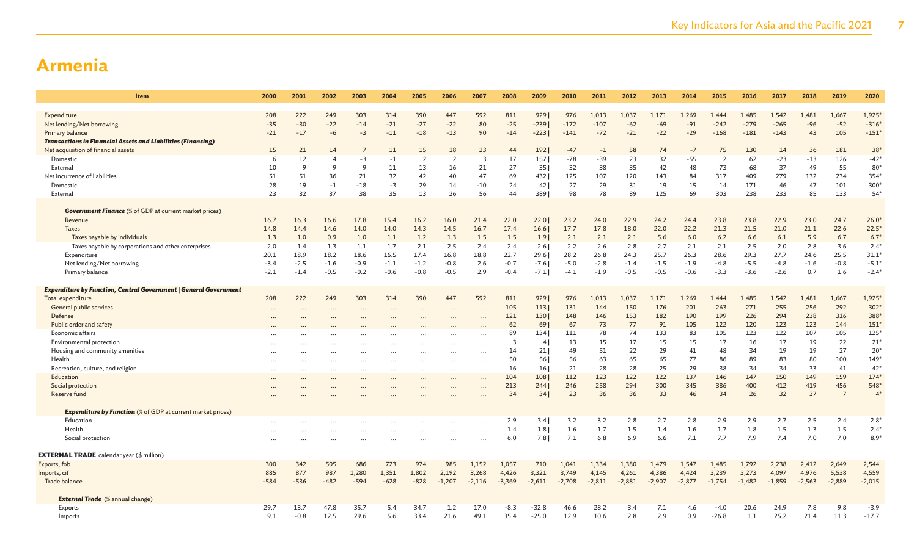# Armenia

| Item | 2000 | 2001 | 2002 | 2003 | 2004 | 2005 | 2006 | 2007 | 2008 | 2009 | 2010 | 2011 | 2012 | 2013 | 2014 | 2015 | 2016 | 2017 | 2018 | 2019 | 2020 |
|---|---|---|---|---|---|---|---|---|---|---|---|---|---|---|---|---|---|---|---|---|---|
| Expenditure | 208 | 222 | 249 | 303 | 314 | 390 | 447 | 592 | 811 | 929 \| | 976 | 1,013 | 1,037 | 1,171 | 1,269 | 1,444 | 1,485 | 1,542 | 1,481 | 1,667 | 1,925* |
| Net lending/Net borrowing | -35 | -30 | -22 | -14 | -21 | -27 | -22 | 80 | -25 | -239 \| | -172 | -107 | -62 | -69 | -91 | -242 | -279 | -265 | -96 | -52 | -316* |
| Primary balance | -21 | -17 | -6 | -3 | -11 | -18 | -13 | 90 | -14 | -223 \| | -141 | -72 | -21 | -22 | -29 | -168 | -181 | -143 | 43 | 105 | -151* |
| ***Transactions in Financial Assets and Liabilities (Financing)*** | | | | | | | | | | | | | | | | | | | | | |
| Net acquisition of financial assets | 15 | 21 | 14 | 7 | 11 | 15 | 18 | 23 | 44 | 192 \| | -47 | -1 | 58 | 74 | -7 | 75 | 130 | 14 | 36 | 181 | 38* |
| Domestic | 6 | 12 | 4 | -3 | -1 | 2 | 2 | 3 | 17 | 157 \| | -78 | -39 | 23 | 32 | -55 | 2 | 62 | -23 | -13 | 126 | -42* |
| External | 10 | 9 | 9 | 9 | 11 | 13 | 16 | 21 | 27 | 35 \| | 32 | 38 | 35 | 42 | 48 | 73 | 68 | 37 | 49 | 55 | 80* |
| Net incurrence of liabilities | 51 | 51 | 36 | 21 | 32 | 42 | 40 | 47 | 69 | 432 \| | 125 | 107 | 120 | 143 | 84 | 317 | 409 | 279 | 132 | 234 | 354* |
| Domestic | 28 | 19 | -1 | -18 | -3 | 29 | 14 | -10 | 24 | 42 \| | 27 | 29 | 31 | 19 | 15 | 14 | 171 | 46 | 47 | 101 | 300* |
| External | 23 | 32 | 37 | 38 | 35 | 13 | 26 | 56 | 44 | 389 \| | 98 | 78 | 89 | 125 | 69 | 303 | 238 | 233 | 85 | 133 | 54* |
| ***Government Finance*** (% of GDP at current market prices) | | | | | | | | | | | | | | | | | | | | | |
| Revenue | 16.7 | 16.3 | 16.6 | 17.8 | 15.4 | 16.2 | 16.0 | 21.4 | 22.0 | 22.0 \| | 23.2 | 24.0 | 22.9 | 24.2 | 24.4 | 23.8 | 23.8 | 22.9 | 23.0 | 24.7 | 26.0* |
| Taxes | 14.8 | 14.4 | 14.6 | 14.0 | 14.0 | 14.3 | 14.5 | 16.7 | 17.4 | 16.6 \| | 17.7 | 17.8 | 18.0 | 22.0 | 22.2 | 21.3 | 21.5 | 21.0 | 21.1 | 22.6 | 22.5* |
| Taxes payable by individuals | 1.3 | 1.0 | 0.9 | 1.0 | 1.1 | 1.2 | 1.3 | 1.5 | 1.5 | 1.9 \| | 2.1 | 2.1 | 2.1 | 5.6 | 6.0 | 6.2 | 6.6 | 6.1 | 5.9 | 6.7 | 6.7* |
| Taxes payable by corporations and other enterprises | 2.0 | 1.4 | 1.3 | 1.1 | 1.7 | 2.1 | 2.5 | 2.4 | 2.4 | 2.6 \| | 2.2 | 2.6 | 2.8 | 2.7 | 2.1 | 2.1 | 2.5 | 2.0 | 2.8 | 3.6 | 2.4* |
| Expenditure | 20.1 | 18.9 | 18.2 | 18.6 | 16.5 | 17.4 | 16.8 | 18.8 | 22.7 | 29.6 \| | 28.2 | 26.8 | 24.3 | 25.7 | 26.3 | 28.6 | 29.3 | 27.7 | 24.6 | 25.5 | 31.1* |
| Net lending/Net borrowing | -3.4 | -2.5 | -1.6 | -0.9 | -1.1 | -1.2 | -0.8 | 2.6 | -0.7 | -7.6 \| | -5.0 | -2.8 | -1.4 | -1.5 | -1.9 | -4.8 | -5.5 | -4.8 | -1.6 | -0.8 | -5.1* |
| Primary balance | -2.1 | -1.4 | -0.5 | -0.2 | -0.6 | -0.8 | -0.5 | 2.9 | -0.4 | -7.1 \| | -4.1 | -1.9 | -0.5 | -0.5 | -0.6 | -3.3 | -3.6 | -2.6 | 0.7 | 1.6 | -2.4* |
| ***Expenditure by Function, Central Government \| General Government*** | | | | | | | | | | | | | | | | | | | | | |
| Total expenditure | 208 | 222 | 249 | 303 | 314 | 390 | 447 | 592 | 811 | 929 \| | 976 | 1,013 | 1,037 | 1,171 | 1,269 | 1,444 | 1,485 | 1,542 | 1,481 | 1,667 | 1,925* |
| General public services | ... | ... | ... | ... | ... | ... | ... | ... | 105 | 113 \| | 131 | 144 | 150 | 176 | 201 | 263 | 271 | 255 | 256 | 292 | 302* |
| Defense | ... | ... | ... | ... | ... | ... | ... | ... | 121 | 130 \| | 148 | 146 | 153 | 182 | 190 | 199 | 226 | 294 | 238 | 316 | 388* |
| Public order and safety | ... | ... | ... | ... | ... | ... | ... | ... | 62 | 69 \| | 67 | 73 | 77 | 91 | 105 | 122 | 120 | 123 | 123 | 144 | 151* |
| Economic affairs | ... | ... | ... | ... | ... | ... | ... | ... | 89 | 134 \| | 111 | 78 | 74 | 133 | 83 | 105 | 123 | 122 | 107 | 105 | 125* |
| Environmental protection | ... | ... | ... | ... | ... | ... | ... | ... | 3 | 4 \| | 13 | 15 | 17 | 15 | 15 | 17 | 16 | 17 | 19 | 22 | 21* |
| Housing and community amenities | ... | ... | ... | ... | ... | ... | ... | ... | 14 | 21 \| | 49 | 51 | 22 | 29 | 41 | 48 | 34 | 19 | 19 | 27 | 20* |
| Health | ... | ... | ... | ... | ... | ... | ... | ... | 50 | 56 \| | 56 | 63 | 65 | 65 | 77 | 86 | 89 | 83 | 80 | 100 | 149* |
| Recreation, culture, and religion | ... | ... | ... | ... | ... | ... | ... | ... | 16 | 16 \| | 21 | 28 | 28 | 25 | 29 | 38 | 34 | 34 | 33 | 41 | 42* |
| Education | ... | ... | ... | ... | ... | ... | ... | ... | 104 | 108 \| | 112 | 123 | 122 | 122 | 137 | 146 | 147 | 150 | 149 | 159 | 174* |
| Social protection | ... | ... | ... | ... | ... | ... | ... | ... | 213 | 244 \| | 246 | 258 | 294 | 300 | 345 | 386 | 400 | 412 | 419 | 456 | 548* |
| Reserve fund | ... | ... | ... | ... | ... | ... | ... | ... | 34 | 34 \| | 23 | 36 | 36 | 33 | 46 | 34 | 26 | 32 | 37 | 7 | 4* |
| ***Expenditure by Function*** (% of GDP at current market prices) | | | | | | | | | | | | | | | | | | | | | |
| Education | ... | ... | ... | ... | ... | ... | ... | ... | 2.9 | 3.4 \| | 3.2 | 3.2 | 2.8 | 2.7 | 2.8 | 2.9 | 2.9 | 2.7 | 2.5 | 2.4 | 2.8* |
| Health | ... | ... | ... | ... | ... | ... | ... | ... | 1.4 | 1.8 \| | 1.6 | 1.7 | 1.5 | 1.4 | 1.6 | 1.7 | 1.8 | 1.5 | 1.3 | 1.5 | 2.4* |
| Social protection | ... | ... | ... | ... | ... | ... | ... | ... | 6.0 | 7.8 \| | 7.1 | 6.8 | 6.9 | 6.6 | 7.1 | 7.7 | 7.9 | 7.4 | 7.0 | 7.0 | 8.9* |
| **EXTERNAL TRADE** calendar year ($ million) | | | | | | | | | | | | | | | | | | | | | |
| Exports, fob | 300 | 342 | 505 | 686 | 723 | 974 | 985 | 1,152 | 1,057 | 710 | 1,041 | 1,334 | 1,380 | 1,479 | 1,547 | 1,485 | 1,792 | 2,238 | 2,412 | 2,649 | 2,544 |
| Imports, cif | 885 | 877 | 987 | 1,280 | 1,351 | 1,802 | 2,192 | 3,268 | 4,426 | 3,321 | 3,749 | 4,145 | 4,261 | 4,386 | 4,424 | 3,239 | 3,273 | 4,097 | 4,976 | 5,538 | 4,559 |
| Trade balance | -584 | -536 | -482 | -594 | -628 | -828 | -1,207 | -2,116 | -3,369 | -2,611 | -2,708 | -2,811 | -2,881 | -2,907 | -2,877 | -1,754 | -1,482 | -1,859 | -2,563 | -2,889 | -2,015 |
| ***External Trade*** (% annual change) | | | | | | | | | | | | | | | | | | | | | |
| Exports | 29.7 | 13.7 | 47.8 | 35.7 | 5.4 | 34.7 | 1.2 | 17.0 | -8.3 | -32.8 | 46.6 | 28.2 | 3.4 | 7.1 | 4.6 | -4.0 | 20.6 | 24.9 | 7.8 | 9.8 | -3.9 |
| Imports | 9.1 | -0.8 | 12.5 | 29.6 | 5.6 | 33.4 | 21.6 | 49.1 | 35.4 | -25.0 | 12.9 | 10.6 | 2.8 | 2.9 | 0.9 | -26.8 | 1.1 | 25.2 | 21.4 | 11.3 | -17.7 |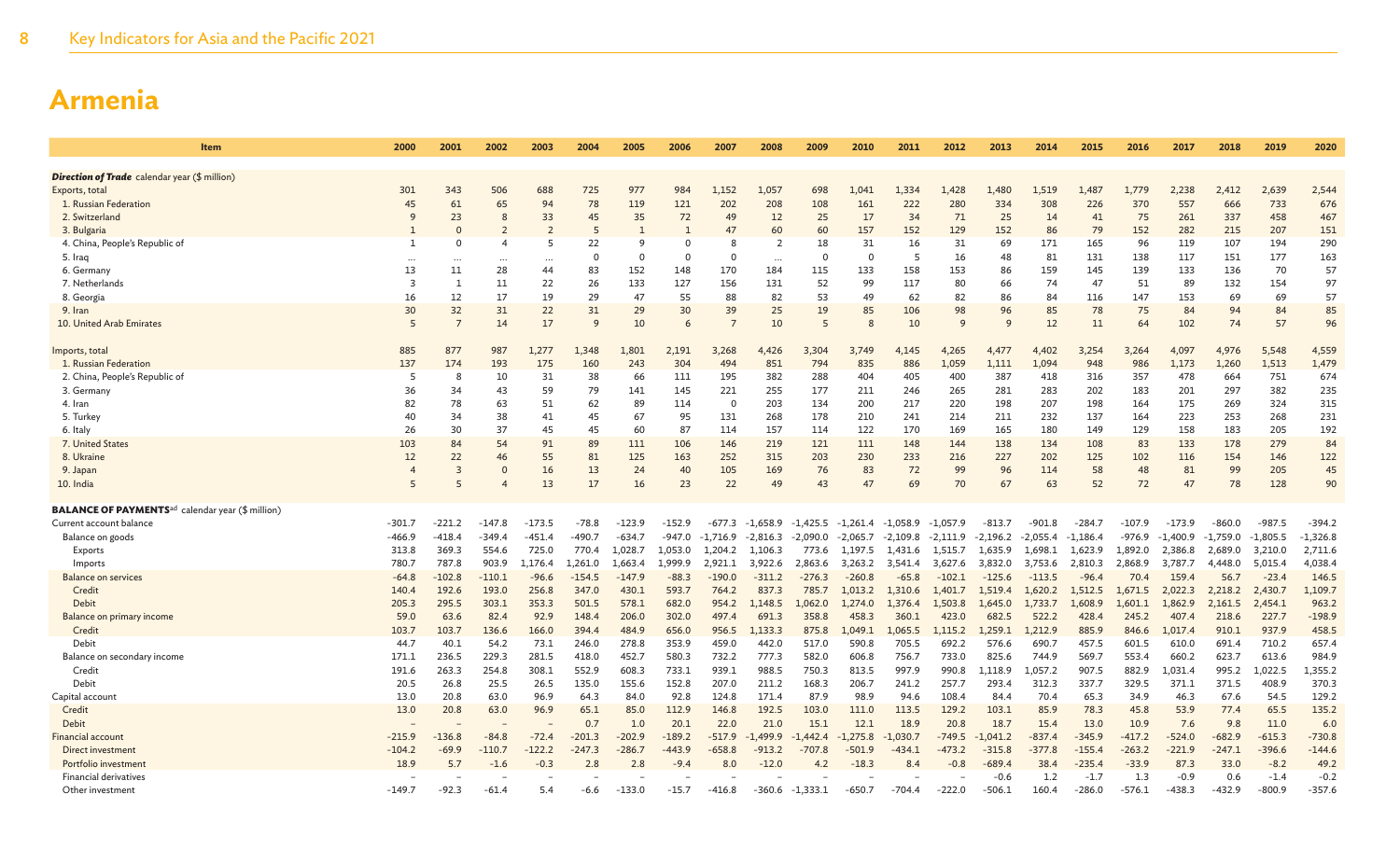# Armenia

| Item | 2000 | 2001 | 2002 | 2003 | 2004 | 2005 | 2006 | 2007 | 2008 | 2009 | 2010 | 2011 | 2012 | 2013 | 2014 | 2015 | 2016 | 2017 | 2018 | 2019 | 2020 |
|---|---|---|---|---|---|---|---|---|---|---|---|---|---|---|---|---|---|---|---|---|---|
| ***Direction of Trade*** calendar year ($ million) | | | | | | | | | | | | | | | | | | | | | |
| Exports, total | 301 | 343 | 506 | 688 | 725 | 977 | 984 | 1,152 | 1,057 | 698 | 1,041 | 1,334 | 1,428 | 1,480 | 1,519 | 1,487 | 1,779 | 2,238 | 2,412 | 2,639 | 2,544 |
| 1. Russian Federation | 45 | 61 | 65 | 94 | 78 | 119 | 121 | 202 | 208 | 108 | 161 | 222 | 280 | 334 | 308 | 226 | 370 | 557 | 666 | 733 | 676 |
| 2. Switzerland | 9 | 23 | 8 | 33 | 45 | 35 | 72 | 49 | 12 | 25 | 17 | 34 | 71 | 25 | 14 | 41 | 75 | 261 | 337 | 458 | 467 |
| 3. Bulgaria | 1 | 0 | 2 | 2 | 5 | 1 | 1 | 47 | 60 | 60 | 157 | 152 | 129 | 152 | 86 | 79 | 152 | 282 | 215 | 207 | 151 |
| 4. China, People's Republic of | 1 | 0 | 4 | 5 | 22 | 9 | 0 | 8 | 2 | 18 | 31 | 16 | 31 | 69 | 171 | 165 | 96 | 119 | 107 | 194 | 290 |
| 5. Iraq | ... | ... | ... | ... | 0 | 0 | 0 | 0 | ... | 0 | 0 | 5 | 16 | 48 | 81 | 131 | 138 | 117 | 151 | 177 | 163 |
| 6. Germany | 13 | 11 | 28 | 44 | 83 | 152 | 148 | 170 | 184 | 115 | 133 | 158 | 153 | 86 | 159 | 145 | 139 | 133 | 136 | 70 | 57 |
| 7. Netherlands | 3 | 1 | 11 | 22 | 26 | 133 | 127 | 156 | 131 | 52 | 99 | 117 | 80 | 66 | 74 | 47 | 51 | 89 | 132 | 154 | 97 |
| 8. Georgia | 16 | 12 | 17 | 19 | 29 | 47 | 55 | 88 | 82 | 53 | 49 | 62 | 82 | 86 | 84 | 116 | 147 | 153 | 69 | 69 | 57 |
| 9. Iran | 30 | 32 | 31 | 22 | 31 | 29 | 30 | 39 | 25 | 19 | 85 | 106 | 98 | 96 | 85 | 78 | 75 | 84 | 94 | 84 | 85 |
| 10. United Arab Emirates | 5 | 7 | 14 | 17 | 9 | 10 | 6 | 7 | 10 | 5 | 8 | 10 | 9 | 9 | 12 | 11 | 64 | 102 | 74 | 57 | 96 |
| Imports, total | 885 | 877 | 987 | 1,277 | 1,348 | 1,801 | 2,191 | 3,268 | 4,426 | 3,304 | 3,749 | 4,145 | 4,265 | 4,477 | 4,402 | 3,254 | 3,264 | 4,097 | 4,976 | 5,548 | 4,559 |
| 1. Russian Federation | 137 | 174 | 193 | 175 | 160 | 243 | 304 | 494 | 851 | 794 | 835 | 886 | 1,059 | 1,111 | 1,094 | 948 | 986 | 1,173 | 1,260 | 1,513 | 1,479 |
| 2. China, People's Republic of | 5 | 8 | 10 | 31 | 38 | 66 | 111 | 195 | 382 | 288 | 404 | 405 | 400 | 387 | 418 | 316 | 357 | 478 | 664 | 751 | 674 |
| 3. Germany | 36 | 34 | 43 | 59 | 79 | 141 | 145 | 221 | 255 | 177 | 211 | 246 | 265 | 281 | 283 | 202 | 183 | 201 | 297 | 382 | 235 |
| 4. Iran | 82 | 78 | 63 | 51 | 62 | 89 | 114 | 0 | 203 | 134 | 200 | 217 | 220 | 198 | 207 | 198 | 164 | 175 | 269 | 324 | 315 |
| 5. Turkey | 40 | 34 | 38 | 41 | 45 | 67 | 95 | 131 | 268 | 178 | 210 | 241 | 214 | 211 | 232 | 137 | 164 | 223 | 253 | 268 | 231 |
| 6. Italy | 26 | 30 | 37 | 45 | 45 | 60 | 87 | 114 | 157 | 114 | 122 | 170 | 169 | 165 | 180 | 149 | 129 | 158 | 183 | 205 | 192 |
| 7. United States | 103 | 84 | 54 | 91 | 89 | 111 | 106 | 146 | 219 | 121 | 111 | 148 | 144 | 138 | 134 | 108 | 83 | 133 | 178 | 279 | 84 |
| 8. Ukraine | 12 | 22 | 46 | 55 | 81 | 125 | 163 | 252 | 315 | 203 | 230 | 233 | 216 | 227 | 202 | 125 | 102 | 116 | 154 | 146 | 122 |
| 9. Japan | 4 | 3 | 0 | 16 | 13 | 24 | 40 | 105 | 169 | 76 | 83 | 72 | 99 | 96 | 114 | 58 | 48 | 81 | 99 | 205 | 45 |
| 10. India | 5 | 5 | 4 | 13 | 17 | 16 | 23 | 22 | 49 | 43 | 47 | 69 | 70 | 67 | 63 | 52 | 72 | 47 | 78 | 128 | 90 |
| **BALANCE OF PAYMENTS**[ad] calendar year ($ million) | | | | | | | | | | | | | | | | | | | | | |
| Current account balance | -301.7 | -221.2 | -147.8 | -173.5 | -78.8 | -123.9 | -152.9 | -677.3 | -1,658.9 | -1,425.5 | -1,261.4 | -1,058.9 | -1,057.9 | -813.7 | -901.8 | -284.7 | -107.9 | -173.9 | -860.0 | -987.5 | -394.2 |
| Balance on goods | -466.9 | -418.4 | -349.4 | -451.4 | -490.7 | -634.7 | -947.0 | -1,716.9 | -2,816.3 | -2,090.0 | -2,065.7 | -2,109.8 | -2,111.9 | -2,196.2 | -2,055.4 | -1,186.4 | -976.9 | -1,400.9 | -1,759.0 | -1,805.5 | -1,326.8 |
| Exports | 313.8 | 369.3 | 554.6 | 725.0 | 770.4 | 1,028.7 | 1,053.0 | 1,204.2 | 1,106.3 | 773.6 | 1,197.5 | 1,431.6 | 1,515.7 | 1,635.9 | 1,698.1 | 1,623.9 | 1,892.0 | 2,386.8 | 2,689.0 | 3,210.0 | 2,711.6 |
| Imports | 780.7 | 787.8 | 903.9 | 1,176.4 | 1,261.0 | 1,663.4 | 1,999.9 | 2,921.1 | 3,922.6 | 2,863.6 | 3,263.2 | 3,541.4 | 3,627.6 | 3,832.0 | 3,753.6 | 2,810.3 | 2,868.9 | 3,787.7 | 4,448.0 | 5,015.4 | 4,038.4 |
| Balance on services | -64.8 | -102.8 | -110.1 | -96.6 | -154.5 | -147.9 | -88.3 | -190.0 | -311.2 | -276.3 | -260.8 | -65.8 | -102.1 | -125.6 | -113.5 | -96.4 | 70.4 | 159.4 | 56.7 | -23.4 | 146.5 |
| Credit | 140.4 | 192.6 | 193.0 | 256.8 | 347.0 | 430.1 | 593.7 | 764.2 | 837.3 | 785.7 | 1,013.2 | 1,310.6 | 1,401.7 | 1,519.4 | 1,620.2 | 1,512.5 | 1,671.5 | 2,022.3 | 2,218.2 | 2,430.7 | 1,109.7 |
| Debit | 205.3 | 295.5 | 303.1 | 353.3 | 501.5 | 578.1 | 682.0 | 954.2 | 1,148.5 | 1,062.0 | 1,274.0 | 1,376.4 | 1,503.8 | 1,645.0 | 1,733.7 | 1,608.9 | 1,601.1 | 1,862.9 | 2,161.5 | 2,454.1 | 963.2 |
| Balance on primary income | 59.0 | 63.6 | 82.4 | 92.9 | 148.4 | 206.0 | 302.0 | 497.4 | 691.3 | 358.8 | 458.3 | 360.1 | 423.0 | 682.5 | 522.2 | 428.4 | 245.2 | 407.4 | 218.6 | 227.7 | -198.9 |
| Credit | 103.7 | 103.7 | 136.6 | 166.0 | 394.4 | 484.9 | 656.0 | 956.5 | 1,133.3 | 875.8 | 1,049.1 | 1,065.5 | 1,115.2 | 1,259.1 | 1,212.9 | 885.9 | 846.6 | 1,017.4 | 910.1 | 937.9 | 458.5 |
| Debit | 44.7 | 40.1 | 54.2 | 73.1 | 246.0 | 278.8 | 353.9 | 459.0 | 442.0 | 517.0 | 590.8 | 705.5 | 692.2 | 576.6 | 690.7 | 457.5 | 601.5 | 610.0 | 691.4 | 710.2 | 657.4 |
| Balance on secondary income | 171.1 | 236.5 | 229.3 | 281.5 | 418.0 | 452.7 | 580.3 | 732.2 | 777.3 | 582.0 | 606.8 | 756.7 | 733.0 | 825.6 | 744.9 | 569.7 | 553.4 | 660.2 | 623.7 | 613.6 | 984.9 |
| Credit | 191.6 | 263.3 | 254.8 | 308.1 | 552.9 | 608.3 | 733.1 | 939.1 | 988.5 | 750.3 | 813.5 | 997.9 | 990.8 | 1,118.9 | 1,057.2 | 907.5 | 882.9 | 1,031.4 | 995.2 | 1,022.5 | 1,355.2 |
| Debit | 20.5 | 26.8 | 25.5 | 26.5 | 135.0 | 155.6 | 152.8 | 207.0 | 211.2 | 168.3 | 206.7 | 241.2 | 257.7 | 293.4 | 312.3 | 337.7 | 329.5 | 371.1 | 371.5 | 408.9 | 370.3 |
| Capital account | 13.0 | 20.8 | 63.0 | 96.9 | 64.3 | 84.0 | 92.8 | 124.8 | 171.4 | 87.9 | 98.9 | 94.6 | 108.4 | 84.4 | 70.4 | 65.3 | 34.9 | 46.3 | 67.6 | 54.5 | 129.2 |
| Credit | 13.0 | 20.8 | 63.0 | 96.9 | 65.1 | 85.0 | 112.9 | 146.8 | 192.5 | 103.0 | 111.0 | 113.5 | 129.2 | 103.1 | 85.9 | 78.3 | 45.8 | 53.9 | 77.4 | 65.5 | 135.2 |
| Debit | – | – | – | – | 0.7 | 1.0 | 20.1 | 22.0 | 21.0 | 15.1 | 12.1 | 18.9 | 20.8 | 18.7 | 15.4 | 13.0 | 10.9 | 7.6 | 9.8 | 11.0 | 6.0 |
| Financial account | -215.9 | -136.8 | -84.8 | -72.4 | -201.3 | -202.9 | -189.2 | -517.9 | -1,499.9 | -1,442.4 | -1,275.8 | -1,030.7 | -749.5 | -1,041.2 | -837.4 | -345.9 | -417.2 | -524.0 | -682.9 | -615.3 | -730.8 |
| Direct investment | -104.2 | -69.9 | -110.7 | -122.2 | -247.3 | -286.7 | -443.9 | -658.8 | -913.2 | -707.8 | -501.9 | -434.1 | -473.2 | -315.8 | -377.8 | -155.4 | -263.2 | -221.9 | -247.1 | -396.6 | -144.6 |
| Portfolio investment | 18.9 | 5.7 | -1.6 | -0.3 | 2.8 | 2.8 | -9.4 | 8.0 | -12.0 | 4.2 | -18.3 | 8.4 | -0.8 | -689.4 | 38.4 | -235.4 | -33.9 | 87.3 | 33.0 | -8.2 | 49.2 |
| Financial derivatives | – | – | – | – | – | – | – | – | – | – | – | – | – | -0.6 | 1.2 | -1.7 | 1.3 | -0.9 | 0.6 | -1.4 | -0.2 |
| Other investment | -149.7 | -92.3 | -61.4 | 5.4 | -6.6 | -133.0 | -15.7 | -416.8 | -360.6 | -1,333.1 | -650.7 | -704.4 | -222.0 | -506.1 | 160.4 | -286.0 | -576.1 | -438.3 | -432.9 | -800.9 | -357.6 |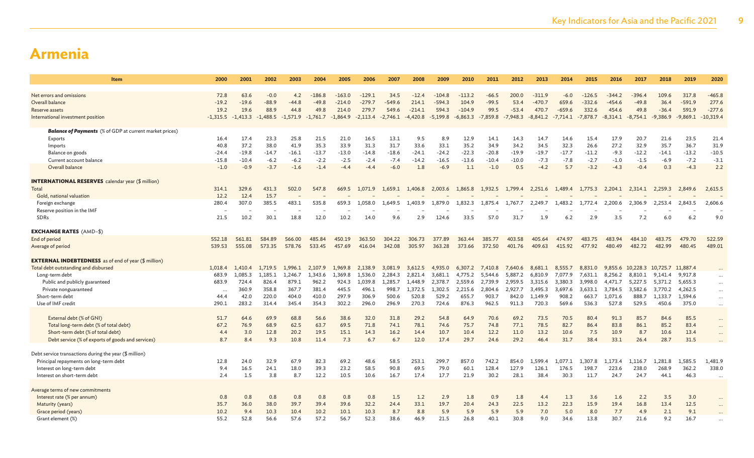# Armenia

| Item | 2000 | 2001 | 2002 | 2003 | 2004 | 2005 | 2006 | 2007 | 2008 | 2009 | 2010 | 2011 | 2012 | 2013 | 2014 | 2015 | 2016 | 2017 | 2018 | 2019 | 2020 |
|---|---|---|---|---|---|---|---|---|---|---|---|---|---|---|---|---|---|---|---|---|---|
| Net errors and omissions | 72.8 | 63.6 | -0.0 | 4.2 | -186.8 | -163.0 | -129.1 | 34.5 | -12.4 | -104.8 | -113.2 | -66.5 | 200.0 | -311.9 | -6.0 | -126.5 | -344.2 | -396.4 | 109.6 | 317.8 | -465.8 |
| Overall balance | -19.2 | -19.6 | -88.9 | -44.8 | -49.8 | -214.0 | -279.7 | -549.6 | 214.1 | -594.3 | 104.9 | -99.5 | 53.4 | -470.7 | 659.6 | -332.6 | -454.6 | -49.8 | 36.4 | -591.9 | 277.6 |
| Reserve assets | 19.2 | 19.6 | 88.9 | 44.8 | 49.8 | 214.0 | 279.7 | 549.6 | -214.1 | 594.3 | -104.9 | 99.5 | -53.4 | 470.7 | -659.6 | 332.6 | 454.6 | 49.8 | -36.4 | 591.9 | -277.6 |
| International investment position | -1,315.5 | -1,413.3 | -1,488.5 | -1,571.9 | -1,761.7 | -1,864.9 | -2,113.4 | -2,746.1 | -4,420.8 | -5,199.8 | -6,863.3 | -7,859.8 | -7,948.3 | -8,841.2 | -7,714.1 | -7,878.7 | -8,314.1 | -8,754.1 | -9,386.9 | -9,869.1 | -10,319.4 |
| ***Balance of Payments*** (% of GDP at current market prices) | | | | | | | | | | | | | | | | | | | | | |
| Exports | 16.4 | 17.4 | 23.3 | 25.8 | 21.5 | 21.0 | 16.5 | 13.1 | 9.5 | 8.9 | 12.9 | 14.1 | 14.3 | 14.7 | 14.6 | 15.4 | 17.9 | 20.7 | 21.6 | 23.5 | 21.4 |
| Imports | 40.8 | 37.2 | 38.0 | 41.9 | 35.3 | 33.9 | 31.3 | 31.7 | 33.6 | 33.1 | 35.2 | 34.9 | 34.2 | 34.5 | 32.3 | 26.6 | 27.2 | 32.9 | 35.7 | 36.7 | 31.9 |
| Balance on goods | -24.4 | -19.8 | -14.7 | -16.1 | -13.7 | -13.0 | -14.8 | -18.6 | -24.1 | -24.2 | -22.3 | -20.8 | -19.9 | -19.7 | -17.7 | -11.2 | -9.3 | -12.2 | -14.1 | -13.2 | -10.5 |
| Current account balance | -15.8 | -10.4 | -6.2 | -6.2 | -2.2 | -2.5 | -2.4 | -7.4 | -14.2 | -16.5 | -13.6 | -10.4 | -10.0 | -7.3 | -7.8 | -2.7 | -1.0 | -1.5 | -6.9 | -7.2 | -3.1 |
| Overall balance | -1.0 | -0.9 | -3.7 | -1.6 | -1.4 | -4.4 | -4.4 | -6.0 | 1.8 | -6.9 | 1.1 | -1.0 | 0.5 | -4.2 | 5.7 | -3.2 | -4.3 | -0.4 | 0.3 | -4.3 | 2.2 |
| **INTERNATIONAL RESERVES** calendar year ($ million) | | | | | | | | | | | | | | | | | | | | | |
| Total | 314.1 | 329.6 | 431.3 | 502.0 | 547.8 | 669.5 | 1,071.9 | 1,659.1 | 1,406.8 | 2,003.6 | 1,865.8 | 1,932.5 | 1,799.4 | 2,251.6 | 1,489.4 | 1,775.3 | 2,204.1 | 2,314.1 | 2,259.3 | 2,849.6 | 2,615.5 |
| Gold, national valuation | 12.2 | 12.4 | 15.7 | – | – | – | – | – | – | – | – | – | – | – | – | – | – | – | – | – | – |
| Foreign exchange | 280.4 | 307.0 | 385.5 | 483.1 | 535.8 | 659.3 | 1,058.0 | 1,649.5 | 1,403.9 | 1,879.0 | 1,832.3 | 1,875.4 | 1,767.7 | 2,249.7 | 1,483.2 | 1,772.4 | 2,200.6 | 2,306.9 | 2,253.4 | 2,843.5 | 2,606.6 |
| Reserve position in the IMF | – | – | – | – | – | – | – | – | – | – | – | – | – | – | – | – | – | – | – | – | – |
| SDRs | 21.5 | 10.2 | 30.1 | 18.8 | 12.0 | 10.2 | 14.0 | 9.6 | 2.9 | 124.6 | 33.5 | 57.0 | 31.7 | 1.9 | 6.2 | 2.9 | 3.5 | 7.2 | 6.0 | 6.2 | 9.0 |
| **EXCHANGE RATES** (AMD–$) | | | | | | | | | | | | | | | | | | | | | |
| End of period | 552.18 | 561.81 | 584.89 | 566.00 | 485.84 | 450.19 | 363.50 | 304.22 | 306.73 | 377.89 | 363.44 | 385.77 | 403.58 | 405.64 | 474.97 | 483.75 | 483.94 | 484.10 | 483.75 | 479.70 | 522.59 |
| Average of period | 539.53 | 555.08 | 573.35 | 578.76 | 533.45 | 457.69 | 416.04 | 342.08 | 305.97 | 363.28 | 373.66 | 372.50 | 401.76 | 409.63 | 415.92 | 477.92 | 480.49 | 482.72 | 482.99 | 480.45 | 489.01 |
| **EXTERNAL INDEBTEDNESS** as of end of year ($ million) | | | | | | | | | | | | | | | | | | | | | |
| Total debt outstanding and disbursed | 1,018.4 | 1,410.4 | 1,719.5 | 1,996.1 | 2,107.9 | 1,969.8 | 2,138.9 | 3,081.9 | 3,612.5 | 4,935.0 | 6,307.2 | 7,410.8 | 7,640.6 | 8,681.1 | 8,555.7 | 8,831.0 | 9,855.6 | 10,228.3 | 10,725.7 | 11,887.4 | ... |
| Long-term debt | 683.9 | 1,085.3 | 1,185.1 | 1,246.7 | 1,343.6 | 1,369.8 | 1,536.0 | 2,284.3 | 2,821.4 | 3,681.1 | 4,775.2 | 5,544.6 | 5,887.2 | 6,810.9 | 7,077.9 | 7,631.1 | 8,256.2 | 8,810.1 | 9,141.4 | 9,917.8 | ... |
| Public and publicly guaranteed | 683.9 | 724.4 | 826.4 | 879.1 | 962.2 | 924.3 | 1,039.8 | 1,285.7 | 1,448.9 | 2,378.7 | 2,559.6 | 2,739.9 | 2,959.5 | 3,315.6 | 3,380.3 | 3,998.0 | 4,471.7 | 5,227.5 | 5,371.2 | 5,655.3 | ... |
| Private nonguaranteed | ... | 360.9 | 358.8 | 367.7 | 381.4 | 445.5 | 496.1 | 998.7 | 1,372.5 | 1,302.5 | 2,215.6 | 2,804.6 | 2,927.7 | 3,495.3 | 3,697.6 | 3,633.1 | 3,784.5 | 3,582.6 | 3,770.2 | 4,262.5 | ... |
| Short-term debt | 44.4 | 42.0 | 220.0 | 404.0 | 410.0 | 297.9 | 306.9 | 500.6 | 520.8 | 529.2 | 655.7 | 903.7 | 842.0 | 1,149.9 | 908.2 | 663.7 | 1,071.6 | 888.7 | 1,133.7 | 1,594.6 | ... |
| Use of IMF credit | 290.1 | 283.2 | 314.4 | 345.4 | 354.3 | 302.2 | 296.0 | 296.9 | 270.3 | 724.6 | 876.3 | 962.5 | 911.3 | 720.3 | 569.6 | 536.3 | 527.8 | 529.5 | 450.6 | 375.0 | ... |
| External debt (% of GNI) | 51.7 | 64.6 | 69.9 | 68.8 | 56.6 | 38.6 | 32.0 | 31.8 | 29.2 | 54.8 | 64.9 | 70.6 | 69.2 | 73.5 | 70.5 | 80.4 | 91.3 | 85.7 | 84.6 | 85.5 | ... |
| Total long-term debt (% of total debt) | 67.2 | 76.9 | 68.9 | 62.5 | 63.7 | 69.5 | 71.8 | 74.1 | 78.1 | 74.6 | 75.7 | 74.8 | 77.1 | 78.5 | 82.7 | 86.4 | 83.8 | 86.1 | 85.2 | 83.4 | ... |
| Short-term debt (% of total debt) | 4.4 | 3.0 | 12.8 | 20.2 | 19.5 | 15.1 | 14.3 | 16.2 | 14.4 | 10.7 | 10.4 | 12.2 | 11.0 | 13.2 | 10.6 | 7.5 | 10.9 | 8.7 | 10.6 | 13.4 | ... |
| Debt service (% of exports of goods and services) | 8.7 | 8.4 | 9.3 | 10.8 | 11.4 | 7.3 | 6.7 | 6.7 | 12.0 | 17.4 | 29.7 | 24.6 | 29.2 | 46.4 | 31.7 | 38.4 | 33.1 | 26.4 | 28.7 | 31.5 | ... |
| Debt service transactions during the year ($ million) | | | | | | | | | | | | | | | | | | | | | |
| Principal repayments on long-term debt | 12.8 | 24.0 | 32.9 | 67.9 | 82.3 | 69.2 | 48.6 | 58.5 | 253.1 | 299.7 | 857.0 | 742.2 | 854.0 | 1,599.4 | 1,077.1 | 1,307.8 | 1,173.4 | 1,116.7 | 1,281.8 | 1,585.5 | 1,481.9 |
| Interest on long-term debt | 9.4 | 16.5 | 24.1 | 18.0 | 39.3 | 23.2 | 58.5 | 90.8 | 69.5 | 79.0 | 60.1 | 128.4 | 127.9 | 126.1 | 176.5 | 198.7 | 223.6 | 238.0 | 268.9 | 362.2 | 338.0 |
| Interest on short-term debt | 2.4 | 1.5 | 3.8 | 8.7 | 12.2 | 10.5 | 10.6 | 16.7 | 17.4 | 17.7 | 21.9 | 30.2 | 28.1 | 38.4 | 30.3 | 11.7 | 24.7 | 24.7 | 44.1 | 46.3 | ... |
| Average terms of new commitments | | | | | | | | | | | | | | | | | | | | | |
| Interest rate (% per annum) | 0.8 | 0.8 | 0.8 | 0.8 | 0.8 | 0.8 | 0.8 | 1.5 | 1.2 | 2.9 | 1.8 | 0.9 | 1.8 | 4.4 | 1.3 | 3.6 | 1.6 | 2.2 | 3.5 | 3.0 | ... |
| Maturity (years) | 35.7 | 36.0 | 38.0 | 39.7 | 39.4 | 39.6 | 32.2 | 24.4 | 33.1 | 19.7 | 20.4 | 24.3 | 22.5 | 13.2 | 22.3 | 15.9 | 19.4 | 16.8 | 13.4 | 12.5 | ... |
| Grace period (years) | 10.2 | 9.4 | 10.3 | 10.4 | 10.2 | 10.1 | 10.3 | 8.7 | 8.8 | 5.9 | 5.9 | 5.9 | 5.9 | 7.0 | 5.0 | 8.0 | 7.7 | 4.9 | 2.1 | 9.1 | ... |
| Grant element (%) | 55.2 | 52.8 | 56.6 | 57.6 | 57.2 | 56.7 | 52.3 | 38.6 | 46.9 | 21.5 | 26.8 | 40.1 | 30.8 | 9.0 | 34.6 | 13.8 | 30.7 | 21.6 | 9.2 | 16.7 | ... |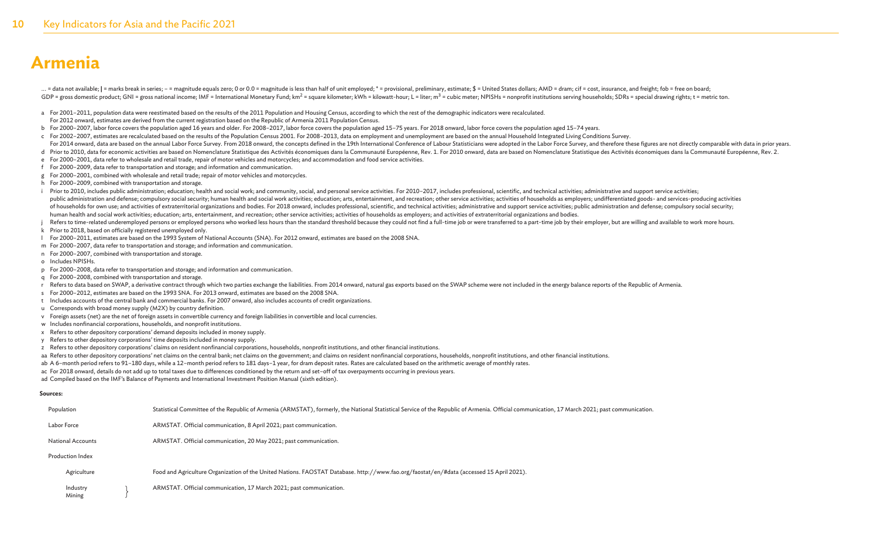# Armenia

... = data not available; | = marks break in series; – = magnitude equals zero; 0 or 0.0 = magnitude is less than half of unit employed; * = provisional, preliminary, estimate; $ = United States dollars; AMD = dram; cif = cost, insurance, and freight; fob = free on board; GDP = gross domestic product; GNI = gross national income; IMF = International Monetary Fund; $km^2$ = square kilometer; kWh = kilowatt-hour; L = liter; $m^3$ = cubic meter; NPISHs = nonprofit institutions serving households; SDRs = special drawing rights; t = metric ton.

a For 2001–2011, population data were reestimated based on the results of the 2011 Population and Housing Census, according to which the rest of the demographic indicators were recalculated. For 2012 onward, estimates are derived from the current registration based on the Republic of Armenia 2011 Population Census.
b For 2000–2007, labor force covers the population aged 16 years and older. For 2008–2017, labor force covers the population aged 15–75 years. For 2018 onward, labor force covers the population aged 15–74 years.
c For 2002–2007, estimates are recalculated based on the results of the Population Census 2001. For 2008–2013, data on employment and unemployment are based on the annual Household Integrated Living Conditions Survey. For 2014 onward, data are based on the annual Labor Force Survey. From 2018 onward, the concepts defined in the 19th International Conference of Labour Statisticians were adopted in the Labor Force Survey, and therefore these figures are not directly comparable with data in prior years.
d Prior to 2010, data for economic activities are based on Nomenclature Statistique des Activités économiques dans la Communauté Européenne, Rev. 1. For 2010 onward, data are based on Nomenclature Statistique des Activités économiques dans la Communauté Européenne, Rev. 2.
e For 2000–2001, data refer to wholesale and retail trade, repair of motor vehicles and motorcycles; and accommodation and food service activities.
f For 2000–2009, data refer to transportation and storage; and information and communication.
g For 2000–2001, combined with wholesale and retail trade; repair of motor vehicles and motorcycles.
h For 2000–2009, combined with transportation and storage.
i Prior to 2010, includes public administration; education; health and social work; and community, social, and personal service activities. For 2010–2017, includes professional, scientific, and technical activities; administrative and support service activities; public administration and defense; compulsory social security; human health and social work activities; education; arts, entertainment, and recreation; other service activities; activities of households as employers; undifferentiated goods- and services-producing activities of households for own use; and activities of extraterritorial organizations and bodies. For 2018 onward, includes professional, scientific, and technical activities; administrative and support service activities; public administration and defense; compulsory social security; human health and social work activities; education; arts, entertainment, and recreation; other service activities; activities of households as employers; and activities of extraterritorial organizations and bodies.
j Refers to time-related underemployed persons or employed persons who worked less hours than the standard threshold because they could not find a full-time job or were transferred to a part-time job by their employer, but are willing and available to work more hours.
k Prior to 2018, based on officially registered unemployed only.
l For 2000–2011, estimates are based on the 1993 System of National Accounts (SNA). For 2012 onward, estimates are based on the 2008 SNA.
m For 2000–2007, data refer to transportation and storage; and information and communication.
n For 2000–2007, combined with transportation and storage.
o Includes NPISHs.
p For 2000–2008, data refer to transportation and storage; and information and communication.
q For 2000–2008, combined with transportation and storage.
r Refers to data based on SWAP, a derivative contract through which two parties exchange the liabilities. From 2014 onward, natural gas exports based on the SWAP scheme were not included in the energy balance reports of the Republic of Armenia.
s For 2000–2012, estimates are based on the 1993 SNA. For 2013 onward, estimates are based on the 2008 SNA.
t Includes accounts of the central bank and commercial banks. For 2007 onward, also includes accounts of credit organizations.
u Corresponds with broad money supply (M2X) by country definition.
v Foreign assets (net) are the net of foreign assets in convertible currency and foreign liabilities in convertible and local currencies.
w Includes nonfinancial corporations, households, and nonprofit institutions.
x Refers to other depository corporations' demand deposits included in money supply.
y Refers to other depository corporations' time deposits included in money supply.
z Refers to other depository corporations' claims on resident nonfinancial corporations, households, nonprofit institutions, and other financial institutions.
aa Refers to other depository corporations' net claims on the central bank; net claims on the government; and claims on resident nonfinancial corporations, households, nonprofit institutions, and other financial institutions.
ab A 6–month period refers to 91–180 days, while a 12–month period refers to 181 days–1 year, for dram deposit rates. Rates are calculated based on the arithmetic average of monthly rates.
ac For 2018 onward, details do not add up to total taxes due to differences conditioned by the return and set–off of tax overpayments occurring in previous years.
ad Compiled based on the IMF's Balance of Payments and International Investment Position Manual (sixth edition).

**Sources:**

| | |
|---|---|
| Population | Statistical Committee of the Republic of Armenia (ARMSTAT), formerly, the National Statistical Service of the Republic of Armenia. Official communication, 17 March 2021; past communication. |
| Labor Force | ARMSTAT. Official communication, 8 April 2021; past communication. |
| National Accounts | ARMSTAT. Official communication, 20 May 2021; past communication. |
| Production Index | |
| Agriculture | Food and Agriculture Organization of the United Nations. FAOSTAT Database. http://www.fao.org/faostat/en/#data (accessed 15 April 2021). |
| Industry, Mining | ARMSTAT. Official communication, 17 March 2021; past communication. |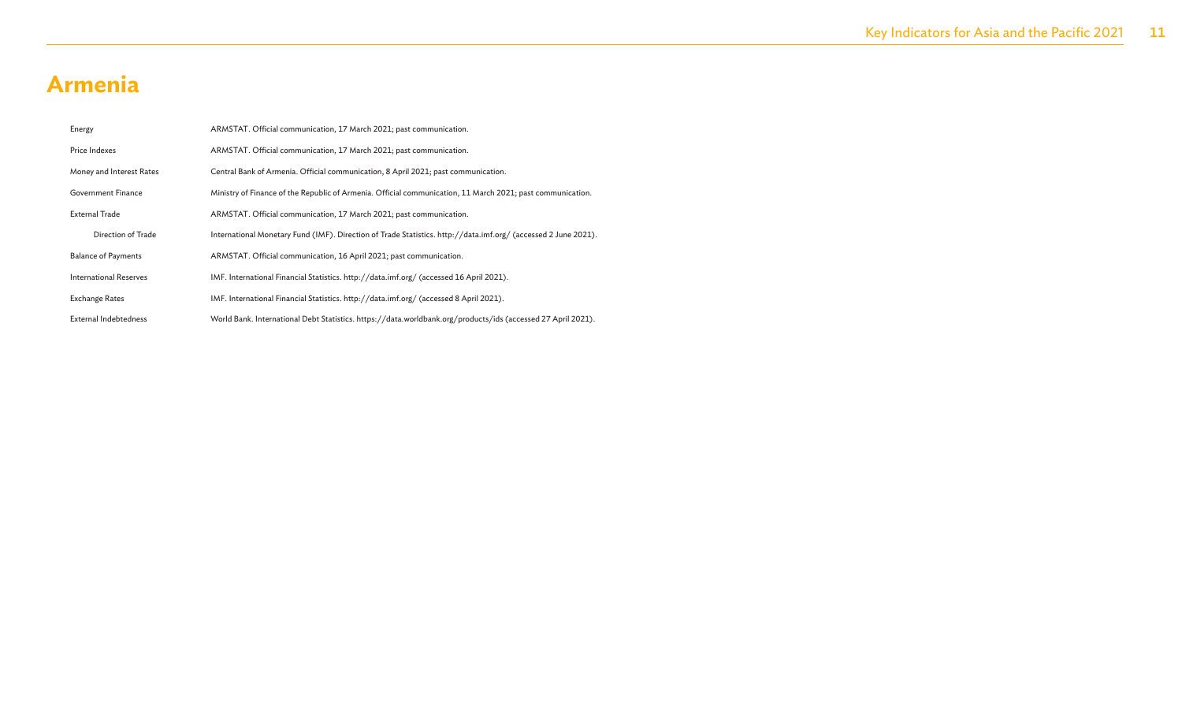# Armenia

| | |
|---|---|
| Energy | ARMSTAT. Official communication, 17 March 2021; past communication. |
| Price Indexes | ARMSTAT. Official communication, 17 March 2021; past communication. |
| Money and Interest Rates | Central Bank of Armenia. Official communication, 8 April 2021; past communication. |
| Government Finance | Ministry of Finance of the Republic of Armenia. Official communication, 11 March 2021; past communication. |
| External Trade | ARMSTAT. Official communication, 17 March 2021; past communication. |
| Direction of Trade | International Monetary Fund (IMF). Direction of Trade Statistics. http://data.imf.org/ (accessed 2 June 2021). |
| Balance of Payments | ARMSTAT. Official communication, 16 April 2021; past communication. |
| International Reserves | IMF. International Financial Statistics. http://data.imf.org/ (accessed 16 April 2021). |
| Exchange Rates | IMF. International Financial Statistics. http://data.imf.org/ (accessed 8 April 2021). |
| External Indebtedness | World Bank. International Debt Statistics. https://data.worldbank.org/products/ids (accessed 27 April 2021). |